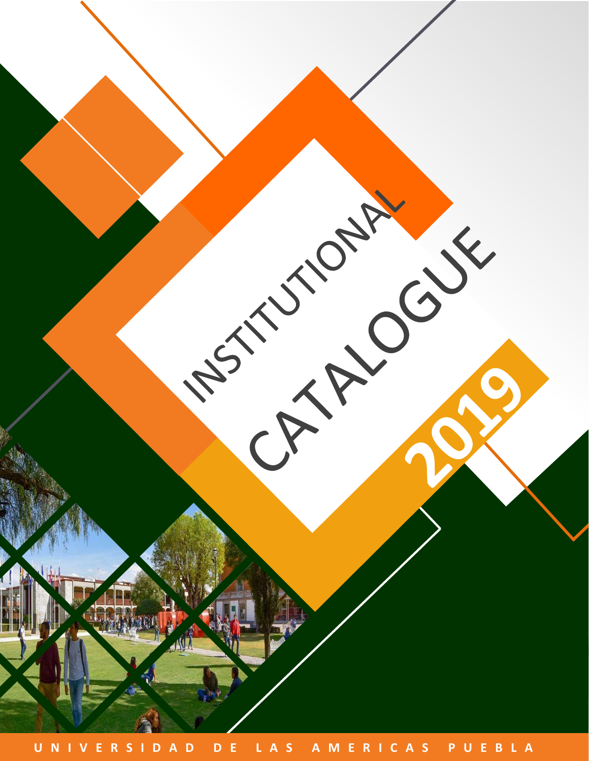# INSTITUTIONAL CATALOGUE

# 2019

UNIVERSIDAD DE LAS AMERICAS PUEBLA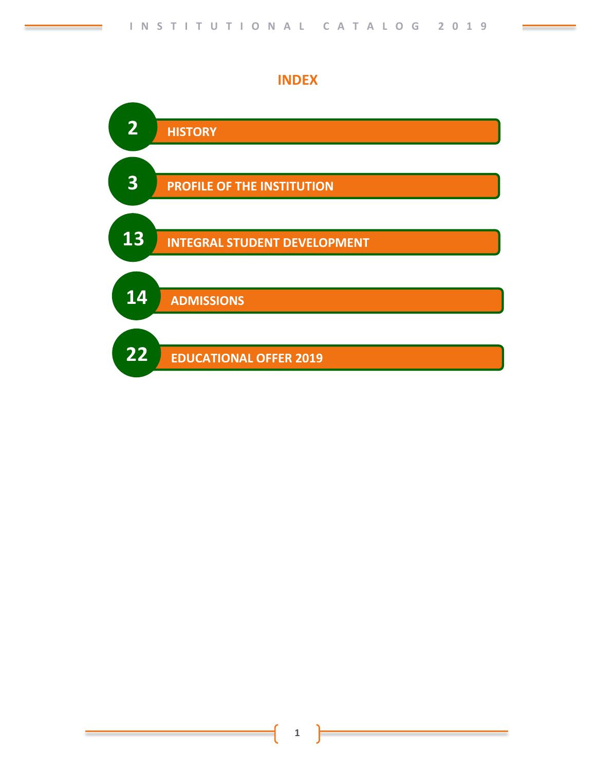# INDEX

| Page | Section |
| --- | --- |
| 2 | HISTORY |
| 3 | PROFILE OF THE INSTITUTION |
| 13 | INTEGRAL STUDENT DEVELOPMENT |
| 14 | ADMISSIONS |
| 22 | EDUCATIONAL OFFER 2019 |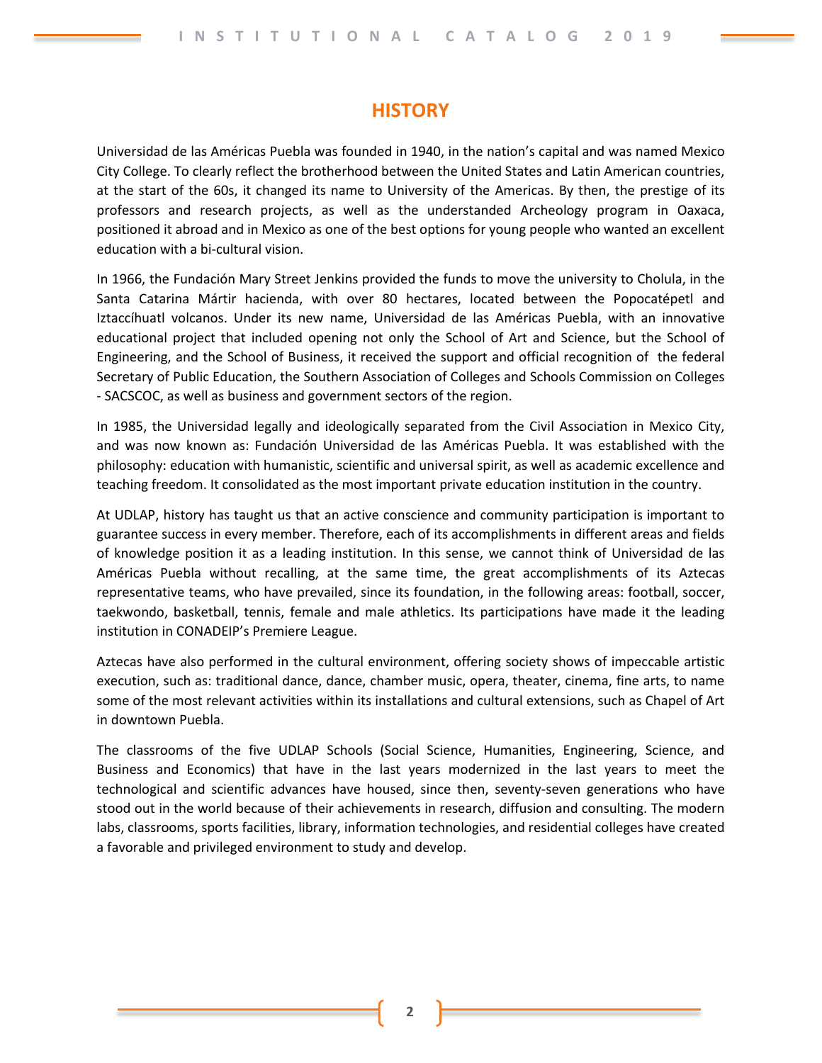## HISTORY

Universidad de las Américas Puebla was founded in 1940, in the nation's capital and was named Mexico City College. To clearly reflect the brotherhood between the United States and Latin American countries, at the start of the 60s, it changed its name to University of the Americas. By then, the prestige of its professors and research projects, as well as the understanded Archeology program in Oaxaca, positioned it abroad and in Mexico as one of the best options for young people who wanted an excellent education with a bi-cultural vision.

In 1966, the Fundación Mary Street Jenkins provided the funds to move the university to Cholula, in the Santa Catarina Mártir hacienda, with over 80 hectares, located between the Popocatépetl and Iztaccíhuatl volcanos. Under its new name, Universidad de las Américas Puebla, with an innovative educational project that included opening not only the School of Art and Science, but the School of Engineering, and the School of Business, it received the support and official recognition of the federal Secretary of Public Education, the Southern Association of Colleges and Schools Commission on Colleges - SACSCOC, as well as business and government sectors of the region.

In 1985, the Universidad legally and ideologically separated from the Civil Association in Mexico City, and was now known as: Fundación Universidad de las Américas Puebla. It was established with the philosophy: education with humanistic, scientific and universal spirit, as well as academic excellence and teaching freedom. It consolidated as the most important private education institution in the country.

At UDLAP, history has taught us that an active conscience and community participation is important to guarantee success in every member. Therefore, each of its accomplishments in different areas and fields of knowledge position it as a leading institution. In this sense, we cannot think of Universidad de las Américas Puebla without recalling, at the same time, the great accomplishments of its Aztecas representative teams, who have prevailed, since its foundation, in the following areas: football, soccer, taekwondo, basketball, tennis, female and male athletics. Its participations have made it the leading institution in CONADEIP's Premiere League.

Aztecas have also performed in the cultural environment, offering society shows of impeccable artistic execution, such as: traditional dance, dance, chamber music, opera, theater, cinema, fine arts, to name some of the most relevant activities within its installations and cultural extensions, such as Chapel of Art in downtown Puebla.

The classrooms of the five UDLAP Schools (Social Science, Humanities, Engineering, Science, and Business and Economics) that have in the last years modernized in the last years to meet the technological and scientific advances have housed, since then, seventy-seven generations who have stood out in the world because of their achievements in research, diffusion and consulting. The modern labs, classrooms, sports facilities, library, information technologies, and residential colleges have created a favorable and privileged environment to study and develop.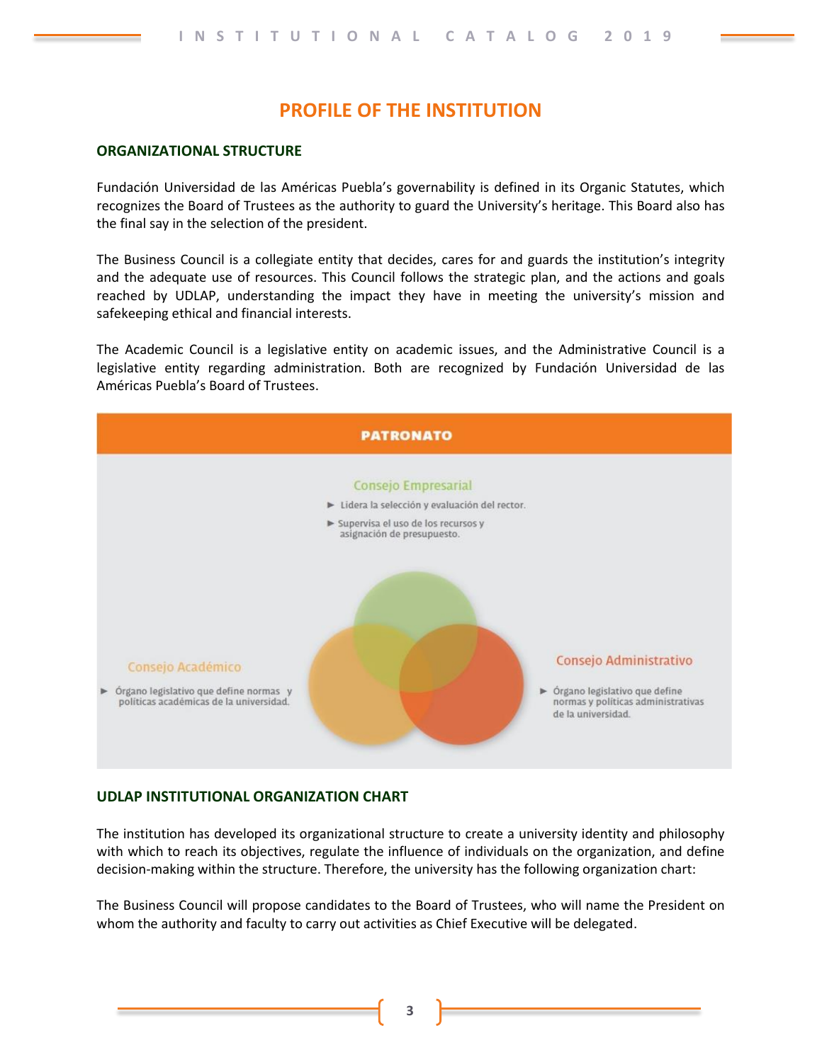# PROFILE OF THE INSTITUTION

## ORGANIZATIONAL STRUCTURE

Fundación Universidad de las Américas Puebla's governability is defined in its Organic Statutes, which recognizes the Board of Trustees as the authority to guard the University's heritage. This Board also has the final say in the selection of the president.

The Business Council is a collegiate entity that decides, cares for and guards the institution's integrity and the adequate use of resources. This Council follows the strategic plan, and the actions and goals reached by UDLAP, understanding the impact they have in meeting the university's mission and safekeeping ethical and financial interests.

The Academic Council is a legislative entity on academic issues, and the Administrative Council is a legislative entity regarding administration. Both are recognized by Fundación Universidad de las Américas Puebla's Board of Trustees.

**PATRONATO**

**Consejo Empresarial**

- Lidera la selección y evaluación del rector.
- Supervisa el uso de los recursos y asignación de presupuesto.

**Consejo Académico**

- Órgano legislativo que define normas y políticas académicas de la universidad.

**Consejo Administrativo**

- Órgano legislativo que define normas y políticas administrativas de la universidad.

## UDLAP INSTITUTIONAL ORGANIZATION CHART

The institution has developed its organizational structure to create a university identity and philosophy with which to reach its objectives, regulate the influence of individuals on the organization, and define decision-making within the structure. Therefore, the university has the following organization chart:

The Business Council will propose candidates to the Board of Trustees, who will name the President on whom the authority and faculty to carry out activities as Chief Executive will be delegated.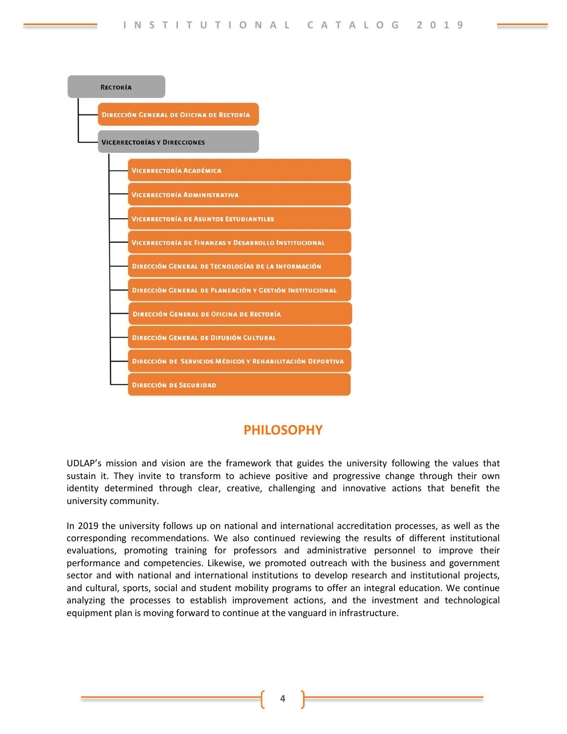- Rectoría
  - Dirección General de Oficina de Rectoría
  - Vicerrectorías y Direcciones
    - Vicerrectoría Académica
    - Vicerrectoría Administrativa
    - Vicerrectoría de Asuntos Estudiantiles
    - Vicerrectoría de Finanzas y Desarrollo Institucional
    - Dirección General de Tecnologías de la Información
    - Dirección General de Planeación y Gestión Institucional
    - Dirección General de Oficina de Rectoría
    - Dirección General de Difusión Cultural
    - Dirección de Servicios Médicos y Rehabilitación Deportiva
    - Dirección de Seguridad

## PHILOSOPHY

UDLAP's mission and vision are the framework that guides the university following the values that sustain it. They invite to transform to achieve positive and progressive change through their own identity determined through clear, creative, challenging and innovative actions that benefit the university community.

In 2019 the university follows up on national and international accreditation processes, as well as the corresponding recommendations. We also continued reviewing the results of different institutional evaluations, promoting training for professors and administrative personnel to improve their performance and competencies. Likewise, we promoted outreach with the business and government sector and with national and international institutions to develop research and institutional projects, and cultural, sports, social and student mobility programs to offer an integral education. We continue analyzing the processes to establish improvement actions, and the investment and technological equipment plan is moving forward to continue at the vanguard in infrastructure.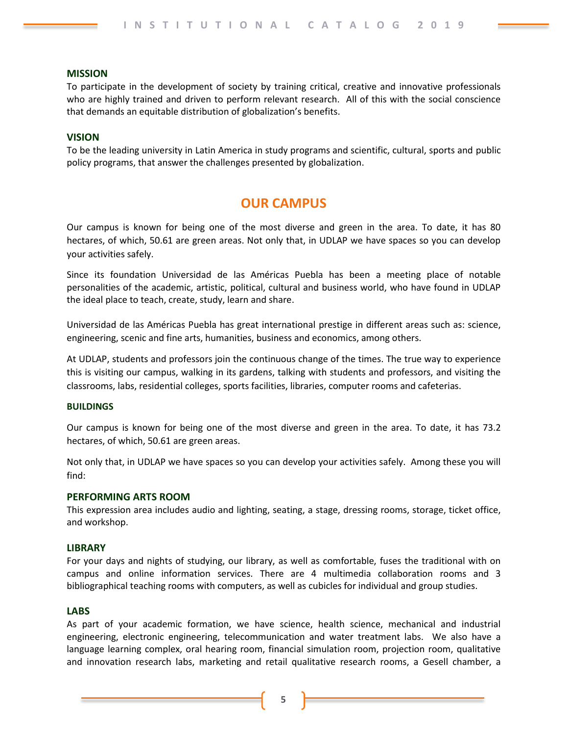## MISSION

To participate in the development of society by training critical, creative and innovative professionals who are highly trained and driven to perform relevant research. All of this with the social conscience that demands an equitable distribution of globalization's benefits.

## VISION

To be the leading university in Latin America in study programs and scientific, cultural, sports and public policy programs, that answer the challenges presented by globalization.

# OUR CAMPUS

Our campus is known for being one of the most diverse and green in the area. To date, it has 80 hectares, of which, 50.61 are green areas. Not only that, in UDLAP we have spaces so you can develop your activities safely.

Since its foundation Universidad de las Américas Puebla has been a meeting place of notable personalities of the academic, artistic, political, cultural and business world, who have found in UDLAP the ideal place to teach, create, study, learn and share.

Universidad de las Américas Puebla has great international prestige in different areas such as: science, engineering, scenic and fine arts, humanities, business and economics, among others.

At UDLAP, students and professors join the continuous change of the times. The true way to experience this is visiting our campus, walking in its gardens, talking with students and professors, and visiting the classrooms, labs, residential colleges, sports facilities, libraries, computer rooms and cafeterias.

### BUILDINGS

Our campus is known for being one of the most diverse and green in the area. To date, it has 73.2 hectares, of which, 50.61 are green areas.

Not only that, in UDLAP we have spaces so you can develop your activities safely. Among these you will find:

### PERFORMING ARTS ROOM

This expression area includes audio and lighting, seating, a stage, dressing rooms, storage, ticket office, and workshop.

### LIBRARY

For your days and nights of studying, our library, as well as comfortable, fuses the traditional with on campus and online information services. There are 4 multimedia collaboration rooms and 3 bibliographical teaching rooms with computers, as well as cubicles for individual and group studies.

### LABS

As part of your academic formation, we have science, health science, mechanical and industrial engineering, electronic engineering, telecommunication and water treatment labs. We also have a language learning complex, oral hearing room, financial simulation room, projection room, qualitative and innovation research labs, marketing and retail qualitative research rooms, a Gesell chamber, a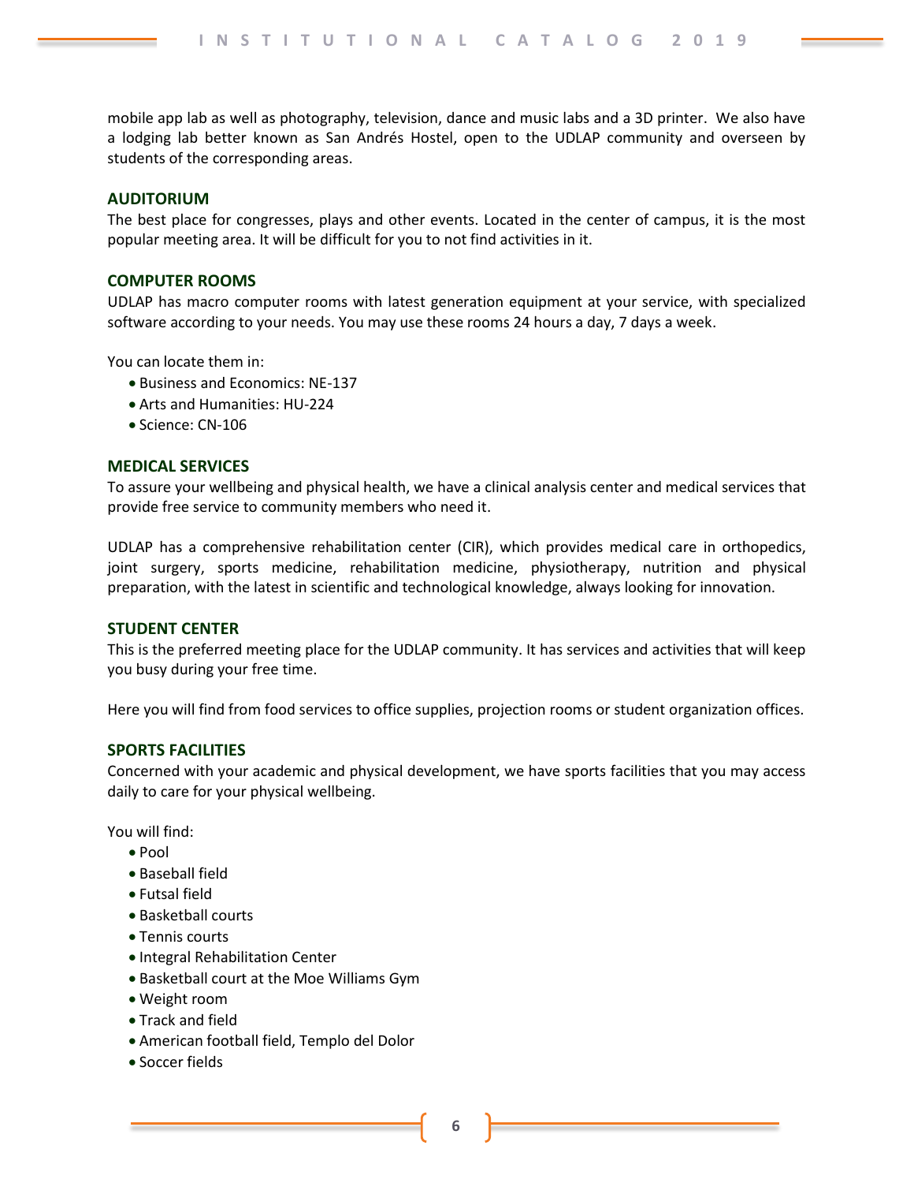mobile app lab as well as photography, television, dance and music labs and a 3D printer. We also have a lodging lab better known as San Andrés Hostel, open to the UDLAP community and overseen by students of the corresponding areas.

### AUDITORIUM

The best place for congresses, plays and other events. Located in the center of campus, it is the most popular meeting area. It will be difficult for you to not find activities in it.

### COMPUTER ROOMS

UDLAP has macro computer rooms with latest generation equipment at your service, with specialized software according to your needs. You may use these rooms 24 hours a day, 7 days a week.

You can locate them in:

- Business and Economics: NE-137
- Arts and Humanities: HU-224
- Science: CN-106

### MEDICAL SERVICES

To assure your wellbeing and physical health, we have a clinical analysis center and medical services that provide free service to community members who need it.

UDLAP has a comprehensive rehabilitation center (CIR), which provides medical care in orthopedics, joint surgery, sports medicine, rehabilitation medicine, physiotherapy, nutrition and physical preparation, with the latest in scientific and technological knowledge, always looking for innovation.

### STUDENT CENTER

This is the preferred meeting place for the UDLAP community. It has services and activities that will keep you busy during your free time.

Here you will find from food services to office supplies, projection rooms or student organization offices.

### SPORTS FACILITIES

Concerned with your academic and physical development, we have sports facilities that you may access daily to care for your physical wellbeing.

You will find:

- Pool
- Baseball field
- Futsal field
- Basketball courts
- Tennis courts
- Integral Rehabilitation Center
- Basketball court at the Moe Williams Gym
- Weight room
- Track and field
- American football field, Templo del Dolor
- Soccer fields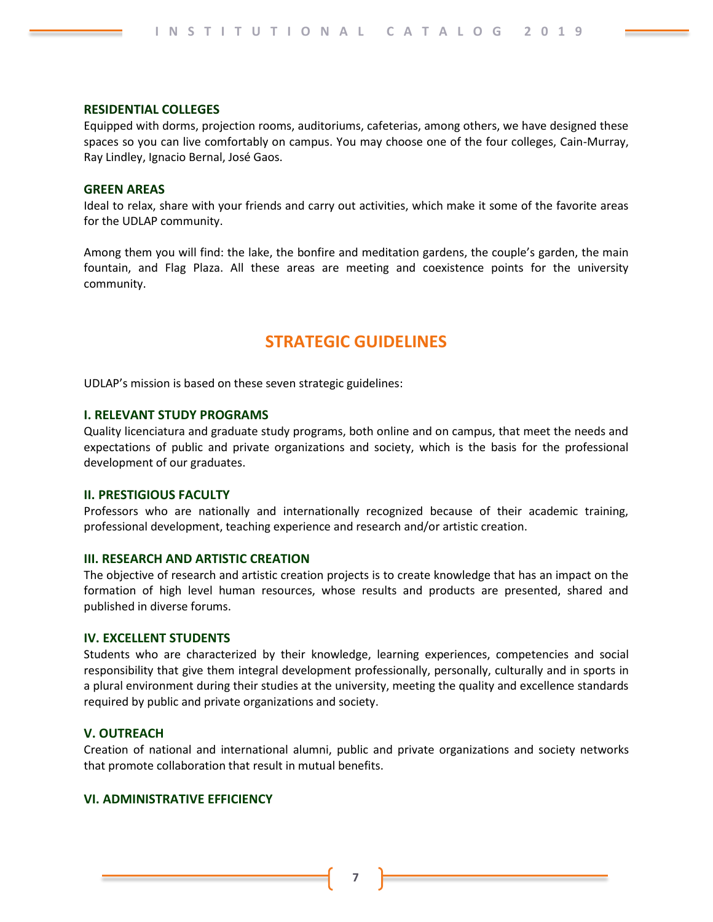### RESIDENTIAL COLLEGES

Equipped with dorms, projection rooms, auditoriums, cafeterias, among others, we have designed these spaces so you can live comfortably on campus. You may choose one of the four colleges, Cain-Murray, Ray Lindley, Ignacio Bernal, José Gaos.

### GREEN AREAS

Ideal to relax, share with your friends and carry out activities, which make it some of the favorite areas for the UDLAP community.

Among them you will find: the lake, the bonfire and meditation gardens, the couple's garden, the main fountain, and Flag Plaza. All these areas are meeting and coexistence points for the university community.

## STRATEGIC GUIDELINES

UDLAP's mission is based on these seven strategic guidelines:

### I. RELEVANT STUDY PROGRAMS

Quality licenciatura and graduate study programs, both online and on campus, that meet the needs and expectations of public and private organizations and society, which is the basis for the professional development of our graduates.

### II. PRESTIGIOUS FACULTY

Professors who are nationally and internationally recognized because of their academic training, professional development, teaching experience and research and/or artistic creation.

### III. RESEARCH AND ARTISTIC CREATION

The objective of research and artistic creation projects is to create knowledge that has an impact on the formation of high level human resources, whose results and products are presented, shared and published in diverse forums.

### IV. EXCELLENT STUDENTS

Students who are characterized by their knowledge, learning experiences, competencies and social responsibility that give them integral development professionally, personally, culturally and in sports in a plural environment during their studies at the university, meeting the quality and excellence standards required by public and private organizations and society.

### V. OUTREACH

Creation of national and international alumni, public and private organizations and society networks that promote collaboration that result in mutual benefits.

### VI. ADMINISTRATIVE EFFICIENCY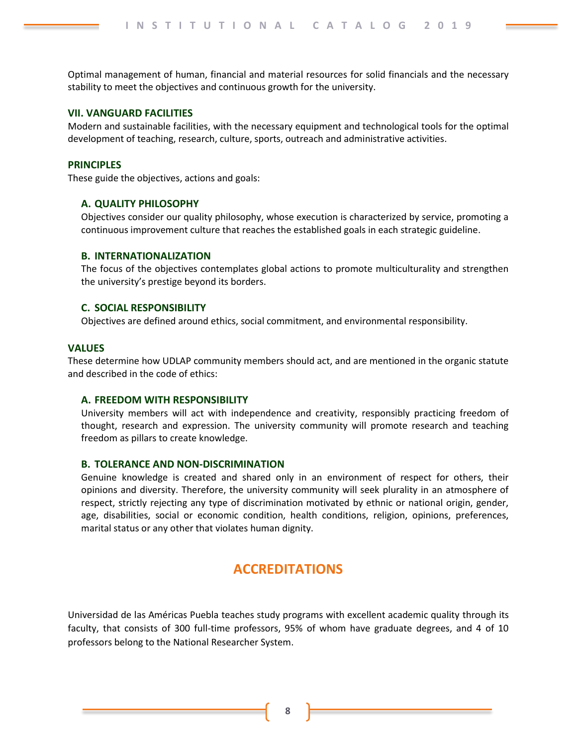Optimal management of human, financial and material resources for solid financials and the necessary stability to meet the objectives and continuous growth for the university.

### VII. VANGUARD FACILITIES

Modern and sustainable facilities, with the necessary equipment and technological tools for the optimal development of teaching, research, culture, sports, outreach and administrative activities.

### PRINCIPLES

These guide the objectives, actions and goals:

#### A. QUALITY PHILOSOPHY

Objectives consider our quality philosophy, whose execution is characterized by service, promoting a continuous improvement culture that reaches the established goals in each strategic guideline.

#### B. INTERNATIONALIZATION

The focus of the objectives contemplates global actions to promote multiculturality and strengthen the university's prestige beyond its borders.

#### C. SOCIAL RESPONSIBILITY

Objectives are defined around ethics, social commitment, and environmental responsibility.

### VALUES

These determine how UDLAP community members should act, and are mentioned in the organic statute and described in the code of ethics:

#### A. FREEDOM WITH RESPONSIBILITY

University members will act with independence and creativity, responsibly practicing freedom of thought, research and expression. The university community will promote research and teaching freedom as pillars to create knowledge.

#### B. TOLERANCE AND NON-DISCRIMINATION

Genuine knowledge is created and shared only in an environment of respect for others, their opinions and diversity. Therefore, the university community will seek plurality in an atmosphere of respect, strictly rejecting any type of discrimination motivated by ethnic or national origin, gender, age, disabilities, social or economic condition, health conditions, religion, opinions, preferences, marital status or any other that violates human dignity.

## ACCREDITATIONS

Universidad de las Américas Puebla teaches study programs with excellent academic quality through its faculty, that consists of 300 full-time professors, 95% of whom have graduate degrees, and 4 of 10 professors belong to the National Researcher System.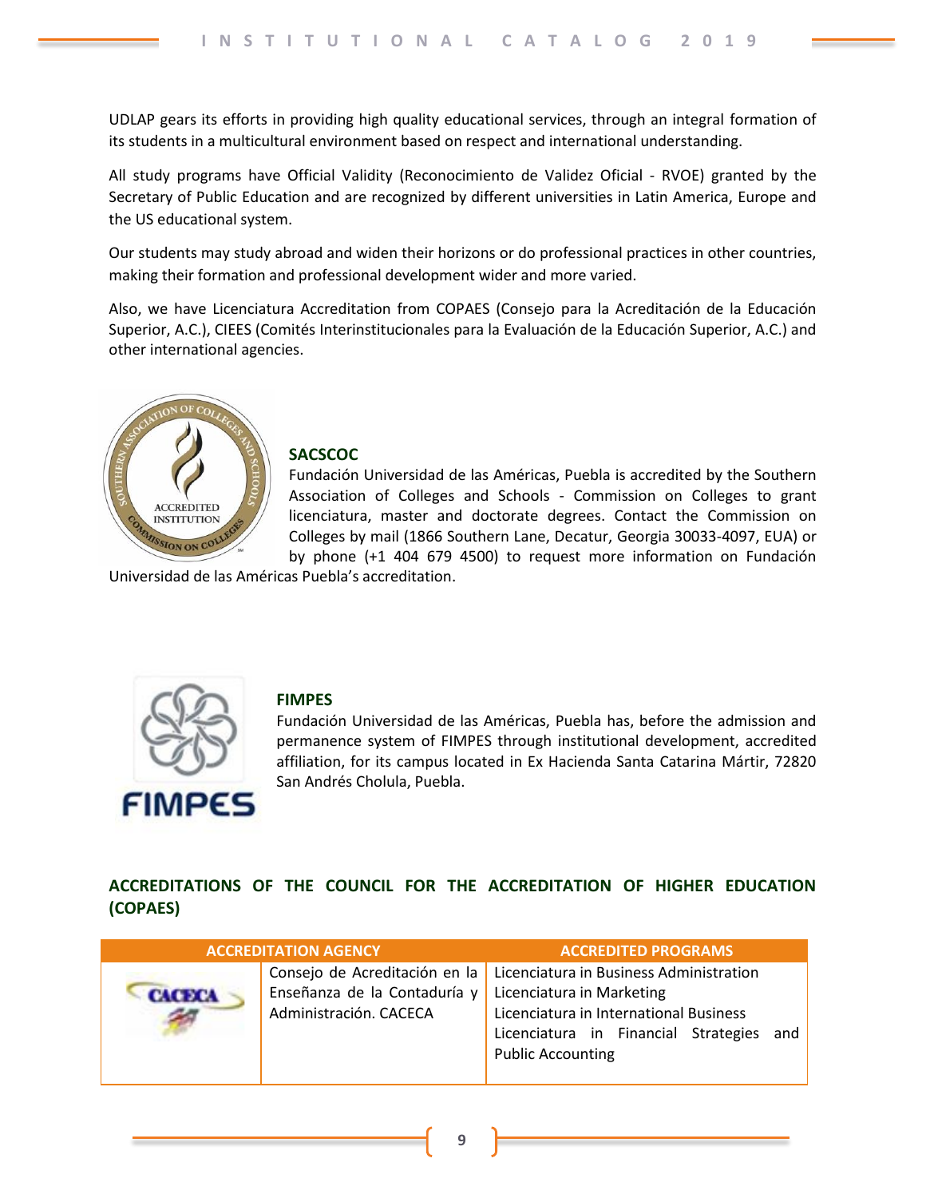UDLAP gears its efforts in providing high quality educational services, through an integral formation of its students in a multicultural environment based on respect and international understanding.

All study programs have Official Validity (Reconocimiento de Validez Oficial - RVOE) granted by the Secretary of Public Education and are recognized by different universities in Latin America, Europe and the US educational system.

Our students may study abroad and widen their horizons or do professional practices in other countries, making their formation and professional development wider and more varied.

Also, we have Licenciatura Accreditation from COPAES (Consejo para la Acreditación de la Educación Superior, A.C.), CIEES (Comités Interinstitucionales para la Evaluación de la Educación Superior, A.C.) and other international agencies.

### SACSCOC

Fundación Universidad de las Américas, Puebla is accredited by the Southern Association of Colleges and Schools - Commission on Colleges to grant licenciatura, master and doctorate degrees. Contact the Commission on Colleges by mail (1866 Southern Lane, Decatur, Georgia 30033-4097, EUA) or by phone (+1 404 679 4500) to request more information on Fundación Universidad de las Américas Puebla's accreditation.

### FIMPES

Fundación Universidad de las Américas, Puebla has, before the admission and permanence system of FIMPES through institutional development, accredited affiliation, for its campus located in Ex Hacienda Santa Catarina Mártir, 72820 San Andrés Cholula, Puebla.

## ACCREDITATIONS OF THE COUNCIL FOR THE ACCREDITATION OF HIGHER EDUCATION (COPAES)

| ACCREDITATION AGENCY | | ACCREDITED PROGRAMS |
|---|---|---|
| CACECA | Consejo de Acreditación en la Enseñanza de la Contaduría y Administración. CACECA | Licenciatura in Business Administration<br>Licenciatura in Marketing<br>Licenciatura in International Business<br>Licenciatura in Financial Strategies and Public Accounting |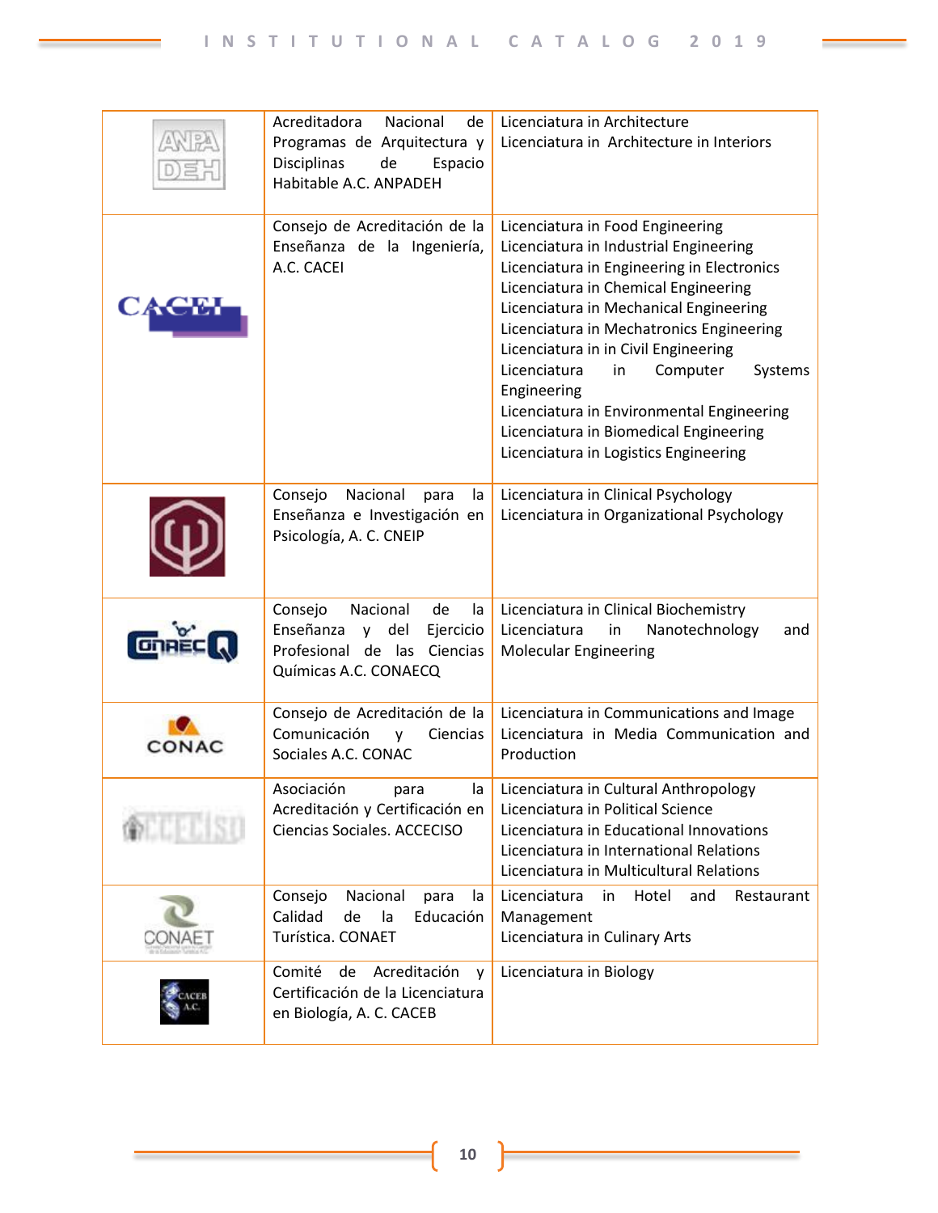| | | |
|---|---|---|
| | Acreditadora Nacional de Programas de Arquitectura y Disciplinas de Espacio Habitable A.C. ANPADEH | Licenciatura in Architecture<br>Licenciatura in Architecture in Interiors |
| | Consejo de Acreditación de la Enseñanza de la Ingeniería, A.C. CACEI | Licenciatura in Food Engineering<br>Licenciatura in Industrial Engineering<br>Licenciatura in Engineering in Electronics<br>Licenciatura in Chemical Engineering<br>Licenciatura in Mechanical Engineering<br>Licenciatura in Mechatronics Engineering<br>Licenciatura in in Civil Engineering<br>Licenciatura in Computer Systems Engineering<br>Licenciatura in Environmental Engineering<br>Licenciatura in Biomedical Engineering<br>Licenciatura in Logistics Engineering |
| | Consejo Nacional para la Enseñanza e Investigación en Psicología, A. C. CNEIP | Licenciatura in Clinical Psychology<br>Licenciatura in Organizational Psychology |
| | Consejo Nacional de la Enseñanza y del Ejercicio Profesional de las Ciencias Químicas A.C. CONAECQ | Licenciatura in Clinical Biochemistry<br>Licenciatura in Nanotechnology and Molecular Engineering |
| | Consejo de Acreditación de la Comunicación y Ciencias Sociales A.C. CONAC | Licenciatura in Communications and Image<br>Licenciatura in Media Communication and Production |
| | Asociación para la Acreditación y Certificación en Ciencias Sociales. ACCECISO | Licenciatura in Cultural Anthropology<br>Licenciatura in Political Science<br>Licenciatura in Educational Innovations<br>Licenciatura in International Relations<br>Licenciatura in Multicultural Relations |
| | Consejo Nacional para la Calidad de la Educación Turística. CONAET | Licenciatura in Hotel and Restaurant Management<br>Licenciatura in Culinary Arts |
| | Comité de Acreditación y Certificación de la Licenciatura en Biología, A. C. CACEB | Licenciatura in Biology |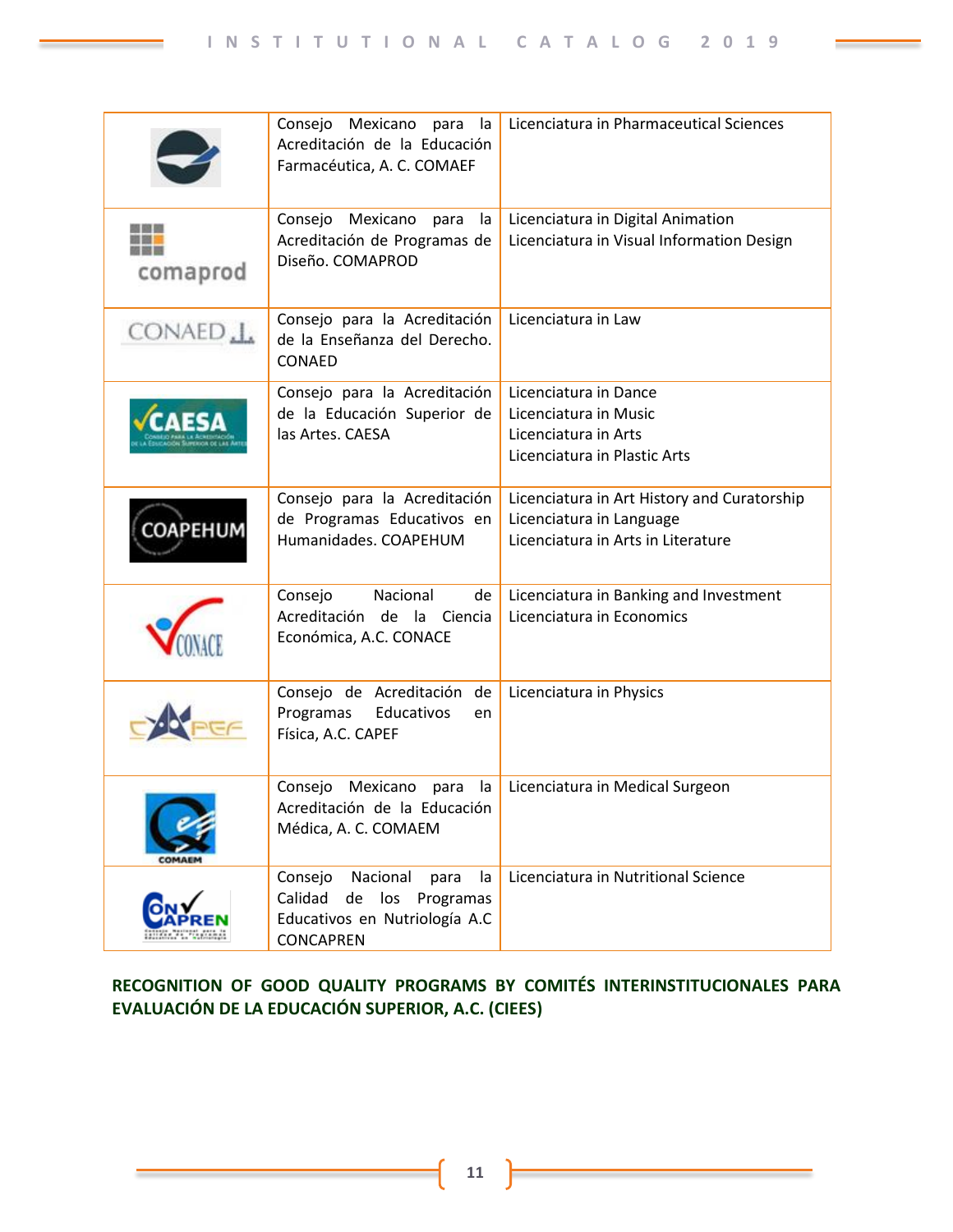| | | |
|---|---|---|
| | Consejo Mexicano para la Acreditación de la Educación Farmacéutica, A. C. COMAEF | Licenciatura in Pharmaceutical Sciences |
| comaprod | Consejo Mexicano para la Acreditación de Programas de Diseño. COMAPROD | Licenciatura in Digital Animation<br>Licenciatura in Visual Information Design |
| CONAED | Consejo para la Acreditación de la Enseñanza del Derecho. CONAED | Licenciatura in Law |
| CAESA | Consejo para la Acreditación de la Educación Superior de las Artes. CAESA | Licenciatura in Dance<br>Licenciatura in Music<br>Licenciatura in Arts<br>Licenciatura in Plastic Arts |
| COAPEHUM | Consejo para la Acreditación de Programas Educativos en Humanidades. COAPEHUM | Licenciatura in Art History and Curatorship<br>Licenciatura in Language<br>Licenciatura in Arts in Literature |
| CONACE | Consejo Nacional de Acreditación de la Ciencia Económica, A.C. CONACE | Licenciatura in Banking and Investment<br>Licenciatura in Economics |
| CAPEF | Consejo de Acreditación de Programas Educativos en Física, A.C. CAPEF | Licenciatura in Physics |
| COMAEM | Consejo Mexicano para la Acreditación de la Educación Médica, A. C. COMAEM | Licenciatura in Medical Surgeon |
| CONCAPREN | Consejo Nacional para la Calidad de los Programas Educativos en Nutriología A.C CONCAPREN | Licenciatura in Nutritional Science |

**RECOGNITION OF GOOD QUALITY PROGRAMS BY COMITÉS INTERINSTITUCIONALES PARA EVALUACIÓN DE LA EDUCACIÓN SUPERIOR, A.C. (CIEES)**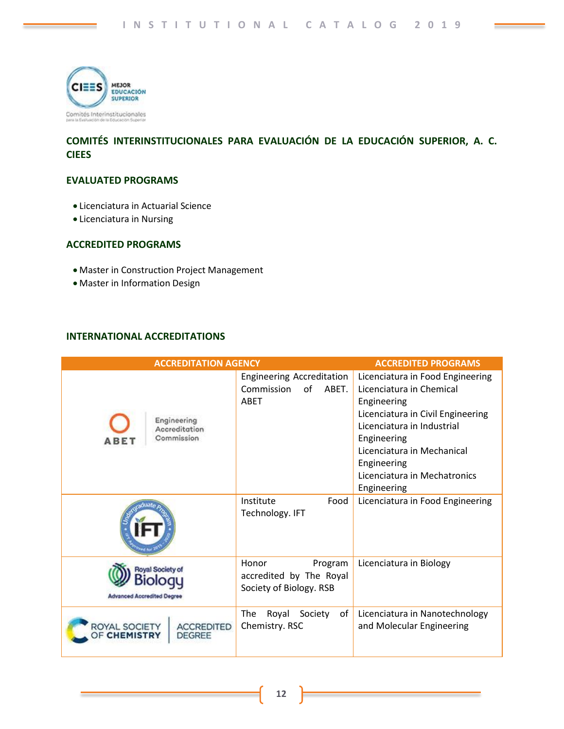## COMITÉS INTERINSTITUCIONALES PARA EVALUACIÓN DE LA EDUCACIÓN SUPERIOR, A. C. CIEES

### EVALUATED PROGRAMS

- Licenciatura in Actuarial Science
- Licenciatura in Nursing

### ACCREDITED PROGRAMS

- Master in Construction Project Management
- Master in Information Design

### INTERNATIONAL ACCREDITATIONS

| ACCREDITATION AGENCY | | ACCREDITED PROGRAMS |
|---|---|---|
| ABET Engineering Accreditation Commission | Engineering Accreditation Commission of ABET. ABET | Licenciatura in Food Engineering<br>Licenciatura in Chemical Engineering<br>Licenciatura in Civil Engineering<br>Licenciatura in Industrial Engineering<br>Licenciatura in Mechanical Engineering<br>Licenciatura in Mechatronics Engineering |
| IFT Undergraduate Program | Institute Food Technology. IFT | Licenciatura in Food Engineering |
| Royal Society of Biology Advanced Accredited Degree | Honor Program accredited by The Royal Society of Biology. RSB | Licenciatura in Biology |
| Royal Society of Chemistry Accredited Degree | The Royal Society of Chemistry. RSC | Licenciatura in Nanotechnology and Molecular Engineering |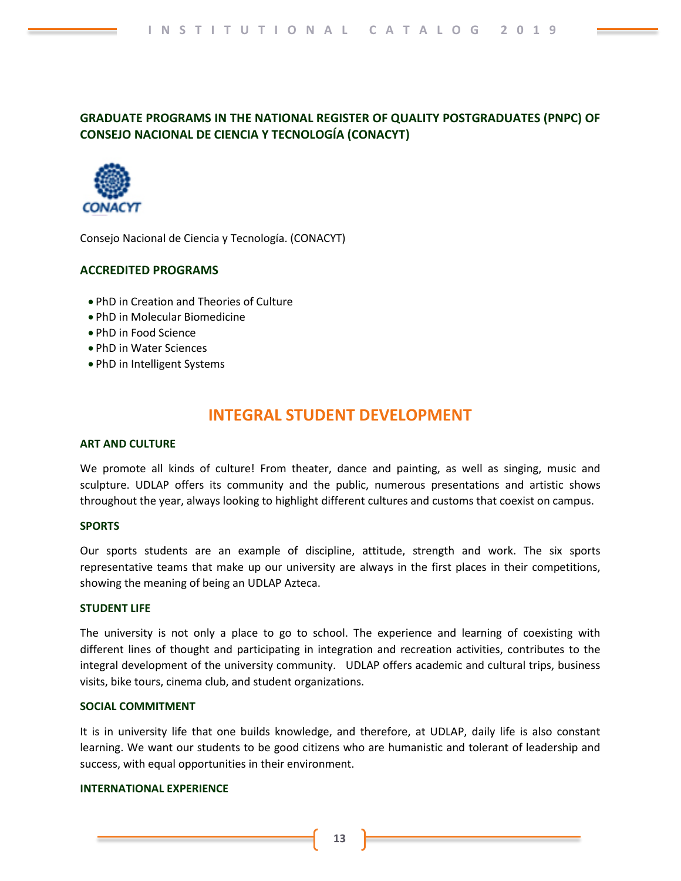## GRADUATE PROGRAMS IN THE NATIONAL REGISTER OF QUALITY POSTGRADUATES (PNPC) OF CONSEJO NACIONAL DE CIENCIA Y TECNOLOGÍA (CONACYT)

Consejo Nacional de Ciencia y Tecnología. (CONACYT)

### ACCREDITED PROGRAMS

- PhD in Creation and Theories of Culture
- PhD in Molecular Biomedicine
- PhD in Food Science
- PhD in Water Sciences
- PhD in Intelligent Systems

# INTEGRAL STUDENT DEVELOPMENT

### ART AND CULTURE

We promote all kinds of culture! From theater, dance and painting, as well as singing, music and sculpture. UDLAP offers its community and the public, numerous presentations and artistic shows throughout the year, always looking to highlight different cultures and customs that coexist on campus.

### SPORTS

Our sports students are an example of discipline, attitude, strength and work. The six sports representative teams that make up our university are always in the first places in their competitions, showing the meaning of being an UDLAP Azteca.

### STUDENT LIFE

The university is not only a place to go to school. The experience and learning of coexisting with different lines of thought and participating in integration and recreation activities, contributes to the integral development of the university community. UDLAP offers academic and cultural trips, business visits, bike tours, cinema club, and student organizations.

### SOCIAL COMMITMENT

It is in university life that one builds knowledge, and therefore, at UDLAP, daily life is also constant learning. We want our students to be good citizens who are humanistic and tolerant of leadership and success, with equal opportunities in their environment.

### INTERNATIONAL EXPERIENCE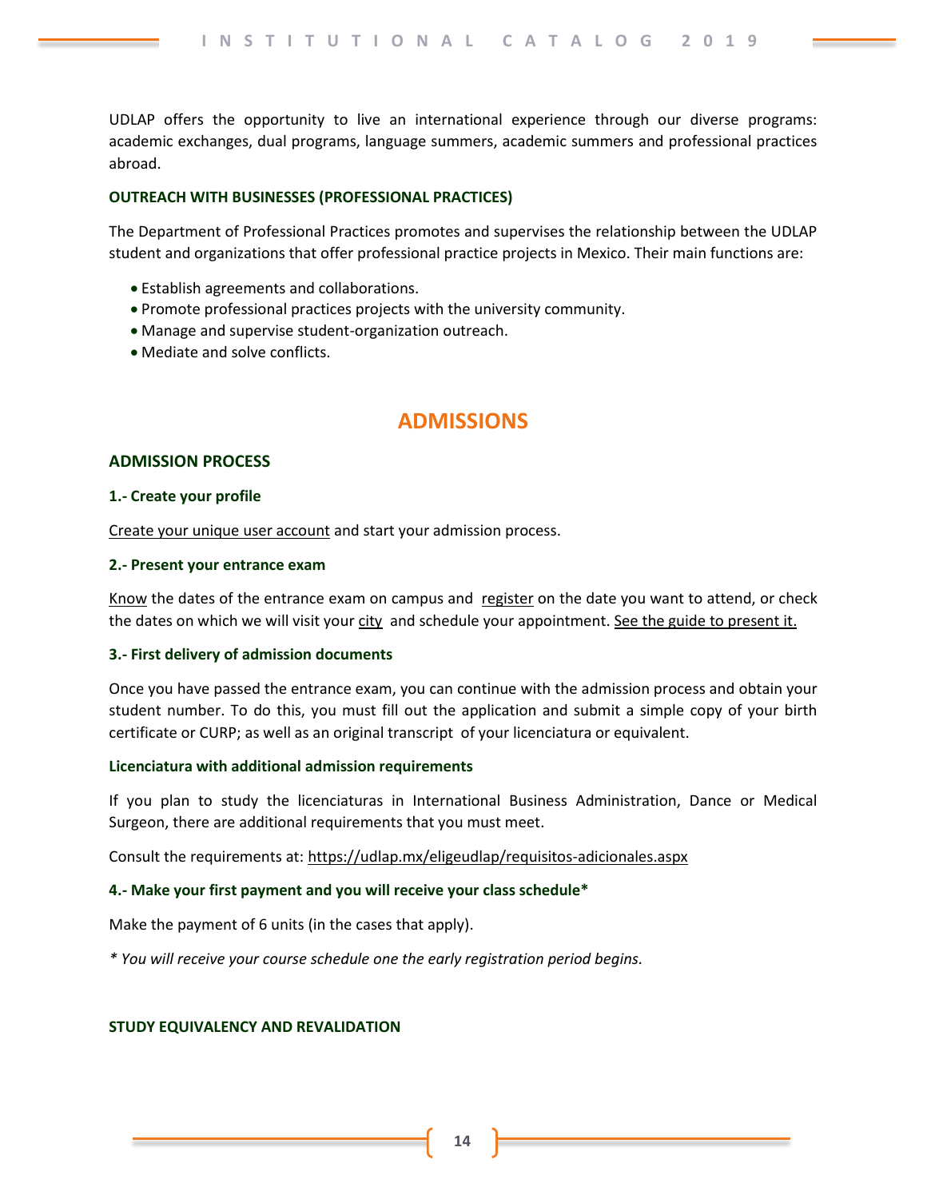UDLAP offers the opportunity to live an international experience through our diverse programs: academic exchanges, dual programs, language summers, academic summers and professional practices abroad.

### OUTREACH WITH BUSINESSES (PROFESSIONAL PRACTICES)

The Department of Professional Practices promotes and supervises the relationship between the UDLAP student and organizations that offer professional practice projects in Mexico. Their main functions are:

- Establish agreements and collaborations.
- Promote professional practices projects with the university community.
- Manage and supervise student-organization outreach.
- Mediate and solve conflicts.

# ADMISSIONS

## ADMISSION PROCESS

### 1.- Create your profile

Create your unique user account and start your admission process.

### 2.- Present your entrance exam

Know the dates of the entrance exam on campus and register on the date you want to attend, or check the dates on which we will visit your city and schedule your appointment. See the guide to present it.

### 3.- First delivery of admission documents

Once you have passed the entrance exam, you can continue with the admission process and obtain your student number. To do this, you must fill out the application and submit a simple copy of your birth certificate or CURP; as well as an original transcript of your licenciatura or equivalent.

### Licenciatura with additional admission requirements

If you plan to study the licenciaturas in International Business Administration, Dance or Medical Surgeon, there are additional requirements that you must meet.

Consult the requirements at: https://udlap.mx/eligeudlap/requisitos-adicionales.aspx

### 4.- Make your first payment and you will receive your class schedule*

Make the payment of 6 units (in the cases that apply).

*\* You will receive your course schedule one the early registration period begins.*

## STUDY EQUIVALENCY AND REVALIDATION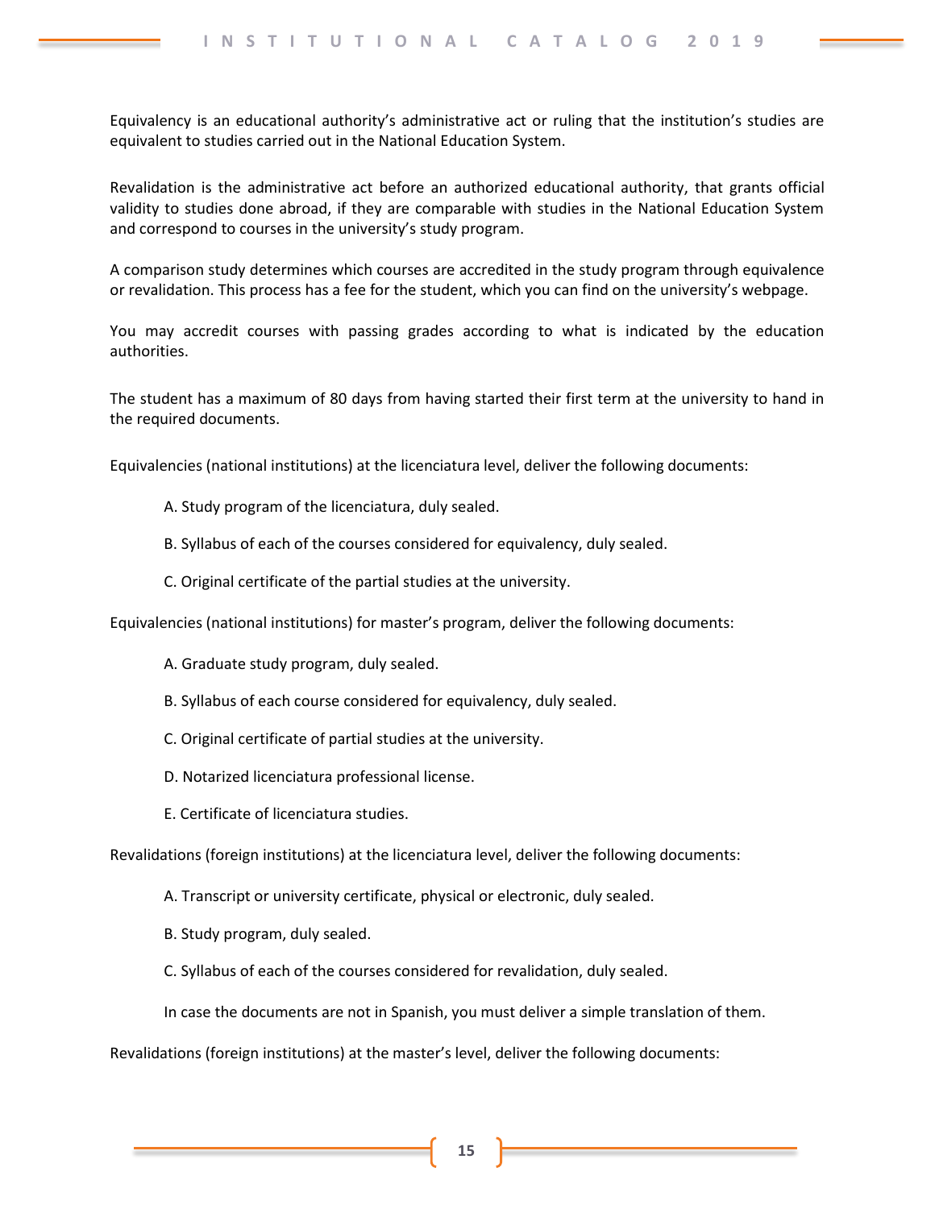Equivalency is an educational authority's administrative act or ruling that the institution's studies are equivalent to studies carried out in the National Education System.

Revalidation is the administrative act before an authorized educational authority, that grants official validity to studies done abroad, if they are comparable with studies in the National Education System and correspond to courses in the university's study program.

A comparison study determines which courses are accredited in the study program through equivalence or revalidation. This process has a fee for the student, which you can find on the university's webpage.

You may accredit courses with passing grades according to what is indicated by the education authorities.

The student has a maximum of 80 days from having started their first term at the university to hand in the required documents.

Equivalencies (national institutions) at the licenciatura level, deliver the following documents:

A. Study program of the licenciatura, duly sealed.

B. Syllabus of each of the courses considered for equivalency, duly sealed.

C. Original certificate of the partial studies at the university.

Equivalencies (national institutions) for master's program, deliver the following documents:

A. Graduate study program, duly sealed.

B. Syllabus of each course considered for equivalency, duly sealed.

C. Original certificate of partial studies at the university.

D. Notarized licenciatura professional license.

E. Certificate of licenciatura studies.

Revalidations (foreign institutions) at the licenciatura level, deliver the following documents:

A. Transcript or university certificate, physical or electronic, duly sealed.

B. Study program, duly sealed.

C. Syllabus of each of the courses considered for revalidation, duly sealed.

In case the documents are not in Spanish, you must deliver a simple translation of them.

Revalidations (foreign institutions) at the master's level, deliver the following documents: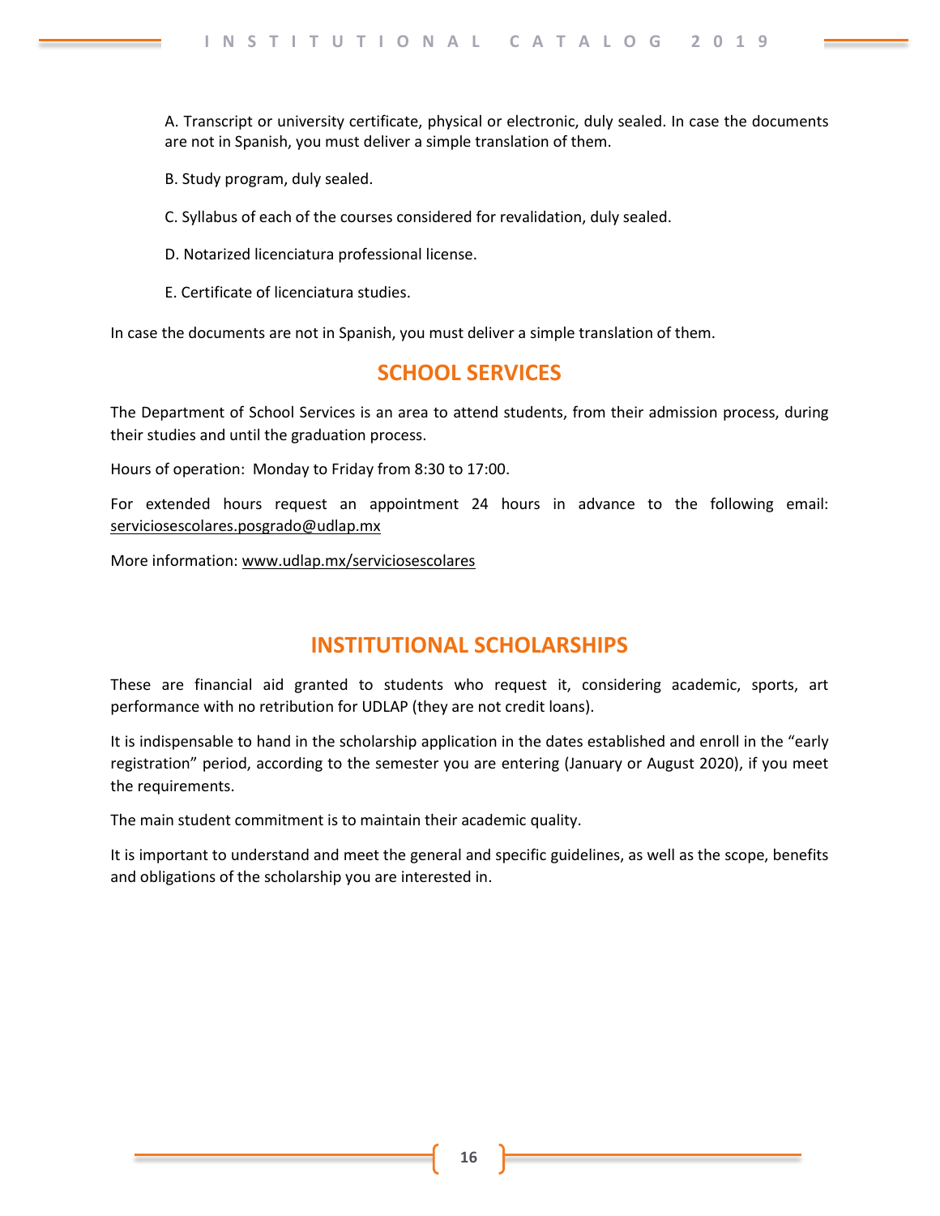A. Transcript or university certificate, physical or electronic, duly sealed. In case the documents are not in Spanish, you must deliver a simple translation of them.

B. Study program, duly sealed.

C. Syllabus of each of the courses considered for revalidation, duly sealed.

D. Notarized licenciatura professional license.

E. Certificate of licenciatura studies.

In case the documents are not in Spanish, you must deliver a simple translation of them.

## SCHOOL SERVICES

The Department of School Services is an area to attend students, from their admission process, during their studies and until the graduation process.

Hours of operation: Monday to Friday from 8:30 to 17:00.

For extended hours request an appointment 24 hours in advance to the following email: serviciosescolares.posgrado@udlap.mx

More information: www.udlap.mx/serviciosescolares

## INSTITUTIONAL SCHOLARSHIPS

These are financial aid granted to students who request it, considering academic, sports, art performance with no retribution for UDLAP (they are not credit loans).

It is indispensable to hand in the scholarship application in the dates established and enroll in the "early registration" period, according to the semester you are entering (January or August 2020), if you meet the requirements.

The main student commitment is to maintain their academic quality.

It is important to understand and meet the general and specific guidelines, as well as the scope, benefits and obligations of the scholarship you are interested in.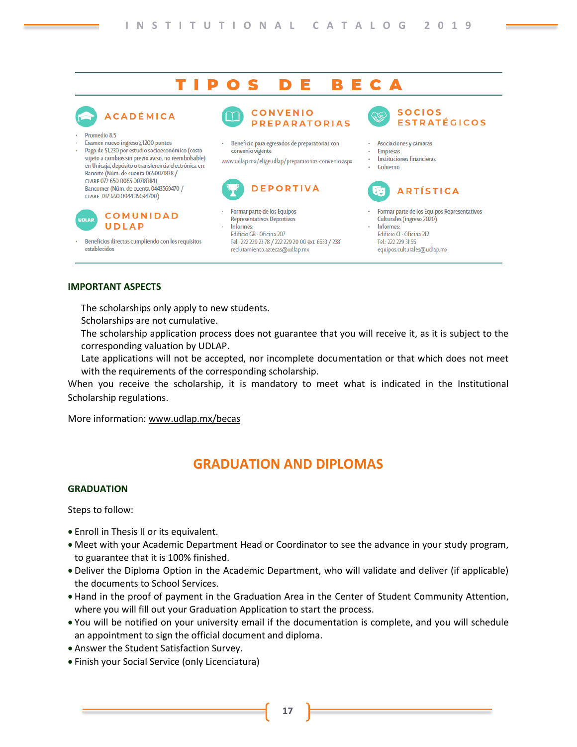## TIPOS DE BECA

### ACADÉMICA

- Promedio 8.5
- Examen nuevo ingreso ≥ 1200 puntos
- Pago de $1,230 por estudio socioeconómico (costo sujeto a cambios sin previo aviso, no reembolsable) en Unicaja, depósito o transferencia electrónica en: Banorte (Núm. de cuenta 0650071838 / CLABE 072 650 0065 00718384) Bancomer (Núm. de cuenta 0443569470 / CLABE 012 650 0044 35694700)

### COMUNIDAD UDLAP

- Beneficios directos cumpliendo con los requisitos establecidos

### CONVENIO PREPARATORIAS

- Beneficio para egresados de preparatorias con convenio vigente

www.udlap.mx/eligeudlap/preparatorias-convenio.aspx

### DEPORTIVA

- Formar parte de los Equipos Representativos Deportivos
- Informes: Edificio CB · Oficina 207 Tel.: 222 229 23 78 / 222 229 20 00 ext. 6533 / 2381 reclutamiento.aztecas@udlap.mx

### SOCIOS ESTRATÉGICOS

- Asociaciones y cámaras
- Empresas
- Instituciones financieras
- Gobierno

### ARTÍSTICA

- Formar parte de los Equipos Representativos Culturales (ingreso 2020)
- Informes: Edificio CI · Oficina 212 Tel.: 222 229 31 55 equipos.culturales@udlap.mx

**IMPORTANT ASPECTS**

The scholarships only apply to new students.
Scholarships are not cumulative.
The scholarship application process does not guarantee that you will receive it, as it is subject to the corresponding valuation by UDLAP.
Late applications will not be accepted, nor incomplete documentation or that which does not meet with the requirements of the corresponding scholarship.

When you receive the scholarship, it is mandatory to meet what is indicated in the Institutional Scholarship regulations.

More information: www.udlap.mx/becas

## GRADUATION AND DIPLOMAS

**GRADUATION**

Steps to follow:

- Enroll in Thesis II or its equivalent.
- Meet with your Academic Department Head or Coordinator to see the advance in your study program, to guarantee that it is 100% finished.
- Deliver the Diploma Option in the Academic Department, who will validate and deliver (if applicable) the documents to School Services.
- Hand in the proof of payment in the Graduation Area in the Center of Student Community Attention, where you will fill out your Graduation Application to start the process.
- You will be notified on your university email if the documentation is complete, and you will schedule an appointment to sign the official document and diploma.
- Answer the Student Satisfaction Survey.
- Finish your Social Service (only Licenciatura)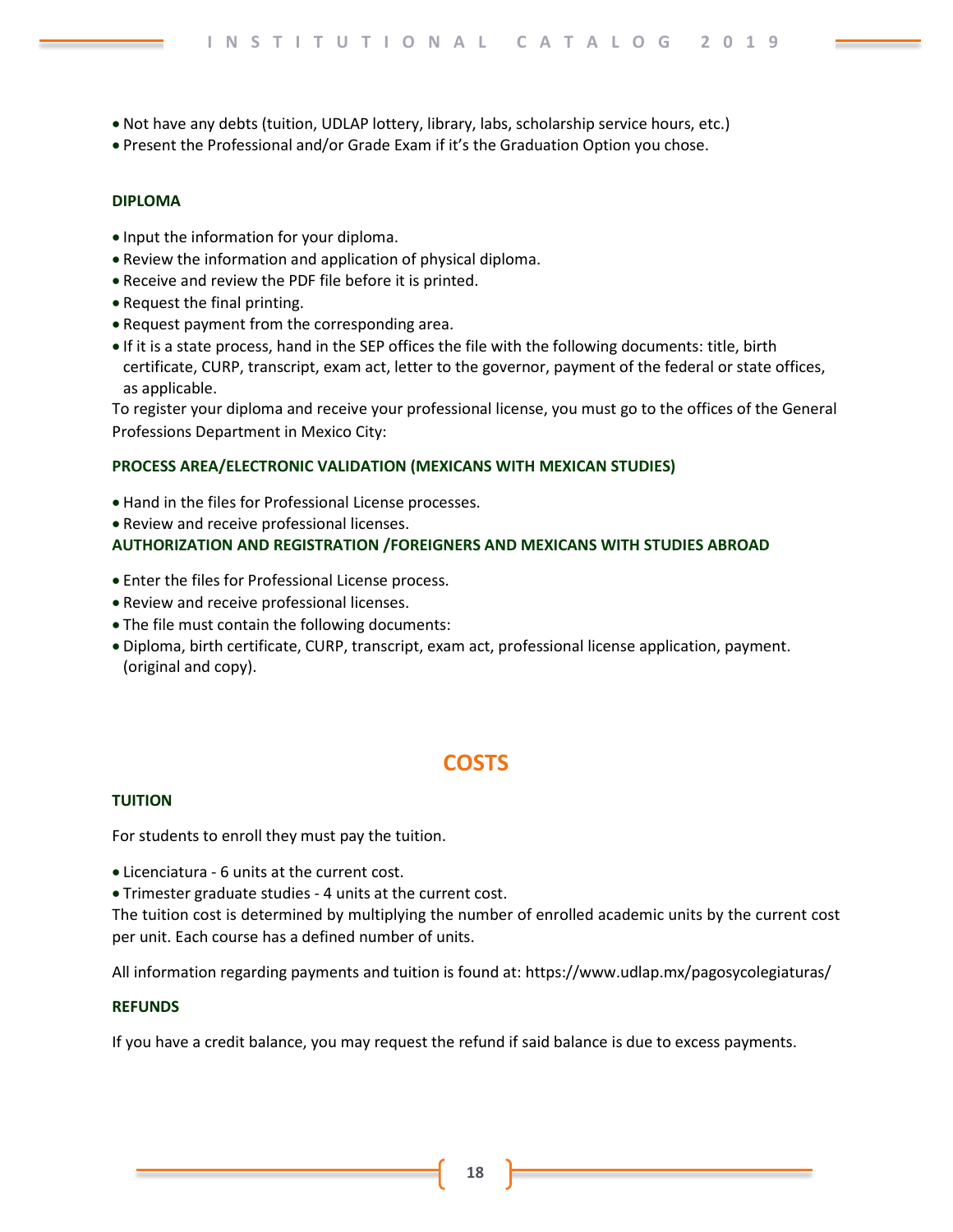- Not have any debts (tuition, UDLAP lottery, library, labs, scholarship service hours, etc.)
- Present the Professional and/or Grade Exam if it's the Graduation Option you chose.

### DIPLOMA

- Input the information for your diploma.
- Review the information and application of physical diploma.
- Receive and review the PDF file before it is printed.
- Request the final printing.
- Request payment from the corresponding area.
- If it is a state process, hand in the SEP offices the file with the following documents: title, birth certificate, CURP, transcript, exam act, letter to the governor, payment of the federal or state offices, as applicable.

To register your diploma and receive your professional license, you must go to the offices of the General Professions Department in Mexico City:

### PROCESS AREA/ELECTRONIC VALIDATION (MEXICANS WITH MEXICAN STUDIES)

- Hand in the files for Professional License processes.
- Review and receive professional licenses.

### AUTHORIZATION AND REGISTRATION /FOREIGNERS AND MEXICANS WITH STUDIES ABROAD

- Enter the files for Professional License process.
- Review and receive professional licenses.
- The file must contain the following documents:
- Diploma, birth certificate, CURP, transcript, exam act, professional license application, payment. (original and copy).

## COSTS

### TUITION

For students to enroll they must pay the tuition.

- Licenciatura - 6 units at the current cost.
- Trimester graduate studies - 4 units at the current cost.

The tuition cost is determined by multiplying the number of enrolled academic units by the current cost per unit. Each course has a defined number of units.

All information regarding payments and tuition is found at: https://www.udlap.mx/pagosycolegiaturas/

### REFUNDS

If you have a credit balance, you may request the refund if said balance is due to excess payments.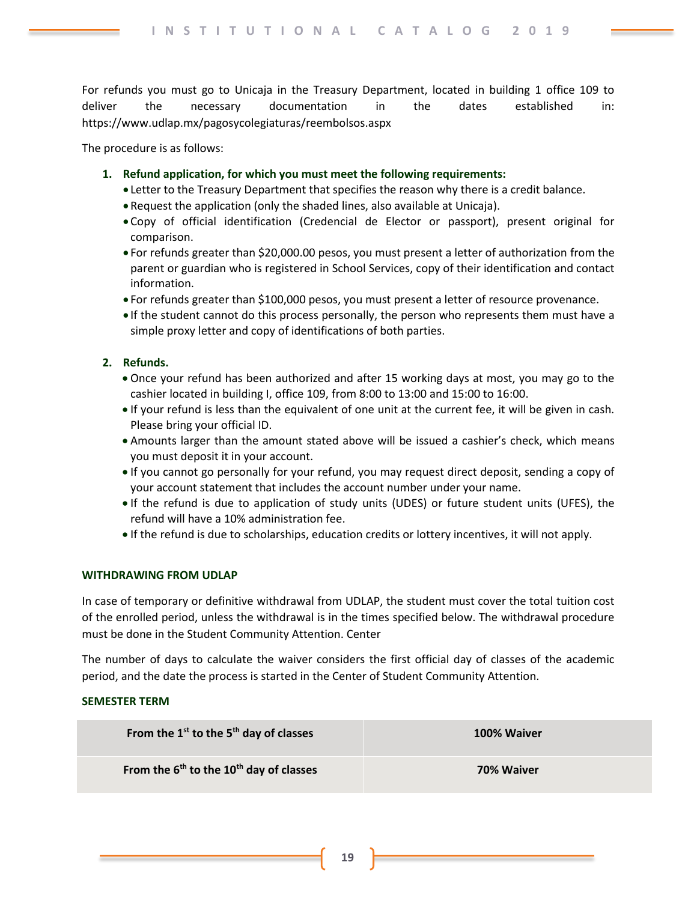For refunds you must go to Unicaja in the Treasury Department, located in building 1 office 109 to deliver the necessary documentation in the dates established in: https://www.udlap.mx/pagosycolegiaturas/reembolsos.aspx

The procedure is as follows:

1. **Refund application, for which you must meet the following requirements:**
   - Letter to the Treasury Department that specifies the reason why there is a credit balance.
   - Request the application (only the shaded lines, also available at Unicaja).
   - Copy of official identification (Credencial de Elector or passport), present original for comparison.
   - For refunds greater than $20,000.00 pesos, you must present a letter of authorization from the parent or guardian who is registered in School Services, copy of their identification and contact information.
   - For refunds greater than $100,000 pesos, you must present a letter of resource provenance.
   - If the student cannot do this process personally, the person who represents them must have a simple proxy letter and copy of identifications of both parties.

2. **Refunds.**
   - Once your refund has been authorized and after 15 working days at most, you may go to the cashier located in building I, office 109, from 8:00 to 13:00 and 15:00 to 16:00.
   - If your refund is less than the equivalent of one unit at the current fee, it will be given in cash. Please bring your official ID.
   - Amounts larger than the amount stated above will be issued a cashier's check, which means you must deposit it in your account.
   - If you cannot go personally for your refund, you may request direct deposit, sending a copy of your account statement that includes the account number under your name.
   - If the refund is due to application of study units (UDES) or future student units (UFES), the refund will have a 10% administration fee.
   - If the refund is due to scholarships, education credits or lottery incentives, it will not apply.

## WITHDRAWING FROM UDLAP

In case of temporary or definitive withdrawal from UDLAP, the student must cover the total tuition cost of the enrolled period, unless the withdrawal is in the times specified below. The withdrawal procedure must be done in the Student Community Attention. Center

The number of days to calculate the waiver considers the first official day of classes of the academic period, and the date the process is started in the Center of Student Community Attention.

### SEMESTER TERM

| From the 1st to the 5th day of classes | 100% Waiver |
|---|---|
| From the 6th to the 10th day of classes | 70% Waiver |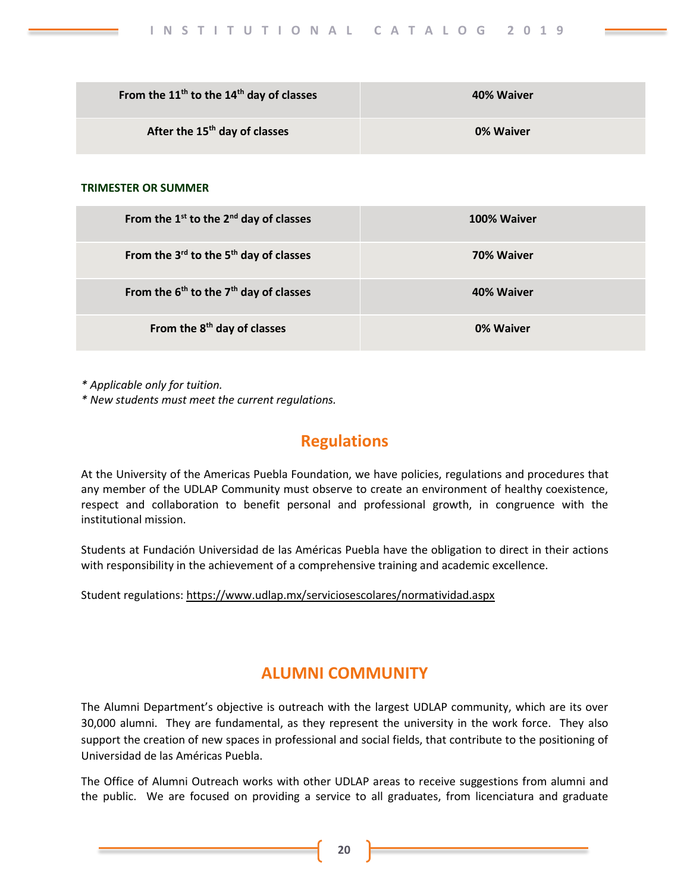| From the 11th to the 14th day of classes | 40% Waiver |
|---|---|
| After the 15th day of classes | 0% Waiver |

**TRIMESTER OR SUMMER**

| From the 1st to the 2nd day of classes | 100% Waiver |
|---|---|
| From the 3rd to the 5th day of classes | 70% Waiver |
| From the 6th to the 7th day of classes | 40% Waiver |
| From the 8th day of classes | 0% Waiver |

*\* Applicable only for tuition.*
*\* New students must meet the current regulations.*

## Regulations

At the University of the Americas Puebla Foundation, we have policies, regulations and procedures that any member of the UDLAP Community must observe to create an environment of healthy coexistence, respect and collaboration to benefit personal and professional growth, in congruence with the institutional mission.

Students at Fundación Universidad de las Américas Puebla have the obligation to direct in their actions with responsibility in the achievement of a comprehensive training and academic excellence.

Student regulations: https://www.udlap.mx/serviciosescolares/normatividad.aspx

## ALUMNI COMMUNITY

The Alumni Department's objective is outreach with the largest UDLAP community, which are its over 30,000 alumni. They are fundamental, as they represent the university in the work force. They also support the creation of new spaces in professional and social fields, that contribute to the positioning of Universidad de las Américas Puebla.

The Office of Alumni Outreach works with other UDLAP areas to receive suggestions from alumni and the public. We are focused on providing a service to all graduates, from licenciatura and graduate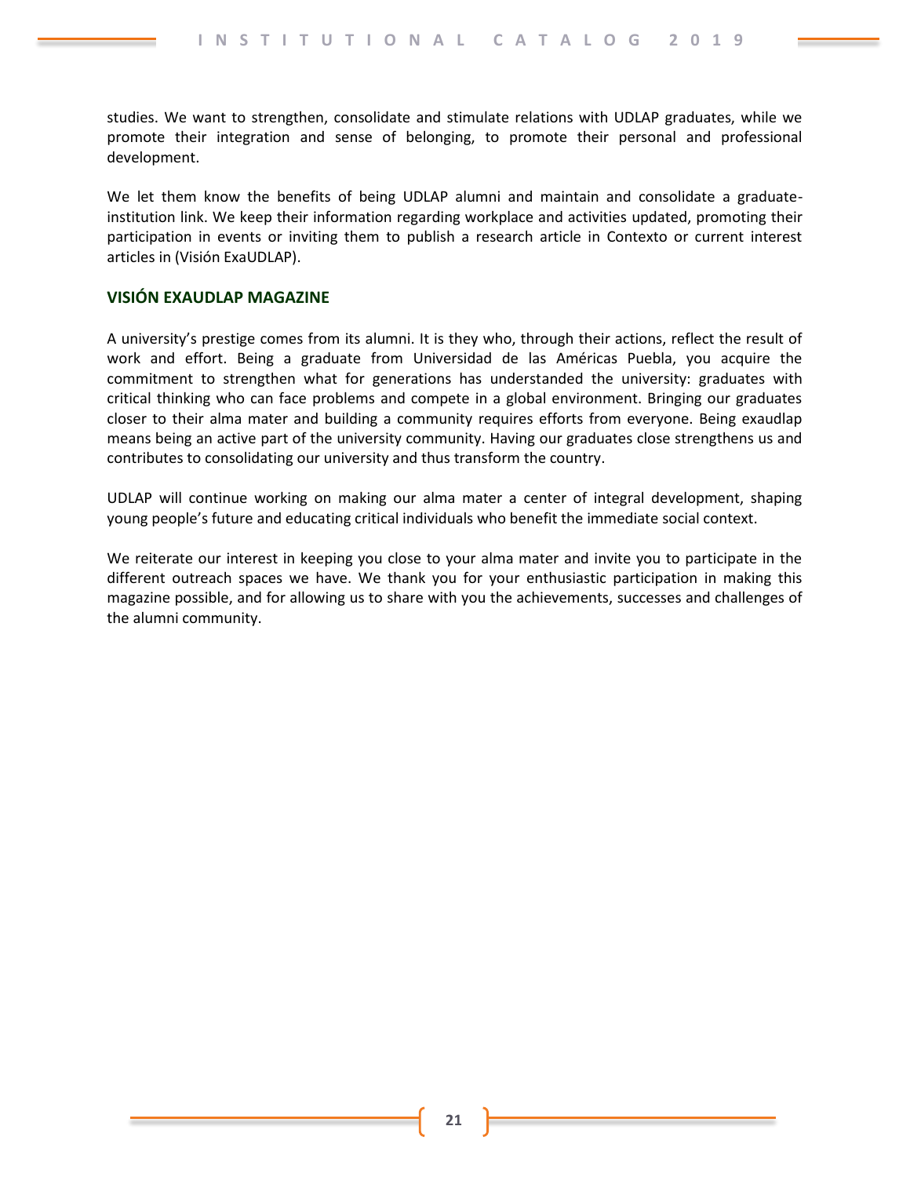studies. We want to strengthen, consolidate and stimulate relations with UDLAP graduates, while we promote their integration and sense of belonging, to promote their personal and professional development.

We let them know the benefits of being UDLAP alumni and maintain and consolidate a graduate-institution link. We keep their information regarding workplace and activities updated, promoting their participation in events or inviting them to publish a research article in Contexto or current interest articles in (Visión ExaUDLAP).

### VISIÓN EXAUDLAP MAGAZINE

A university's prestige comes from its alumni. It is they who, through their actions, reflect the result of work and effort. Being a graduate from Universidad de las Américas Puebla, you acquire the commitment to strengthen what for generations has understanded the university: graduates with critical thinking who can face problems and compete in a global environment. Bringing our graduates closer to their alma mater and building a community requires efforts from everyone. Being exaudlap means being an active part of the university community. Having our graduates close strengthens us and contributes to consolidating our university and thus transform the country.

UDLAP will continue working on making our alma mater a center of integral development, shaping young people's future and educating critical individuals who benefit the immediate social context.

We reiterate our interest in keeping you close to your alma mater and invite you to participate in the different outreach spaces we have. We thank you for your enthusiastic participation in making this magazine possible, and for allowing us to share with you the achievements, successes and challenges of the alumni community.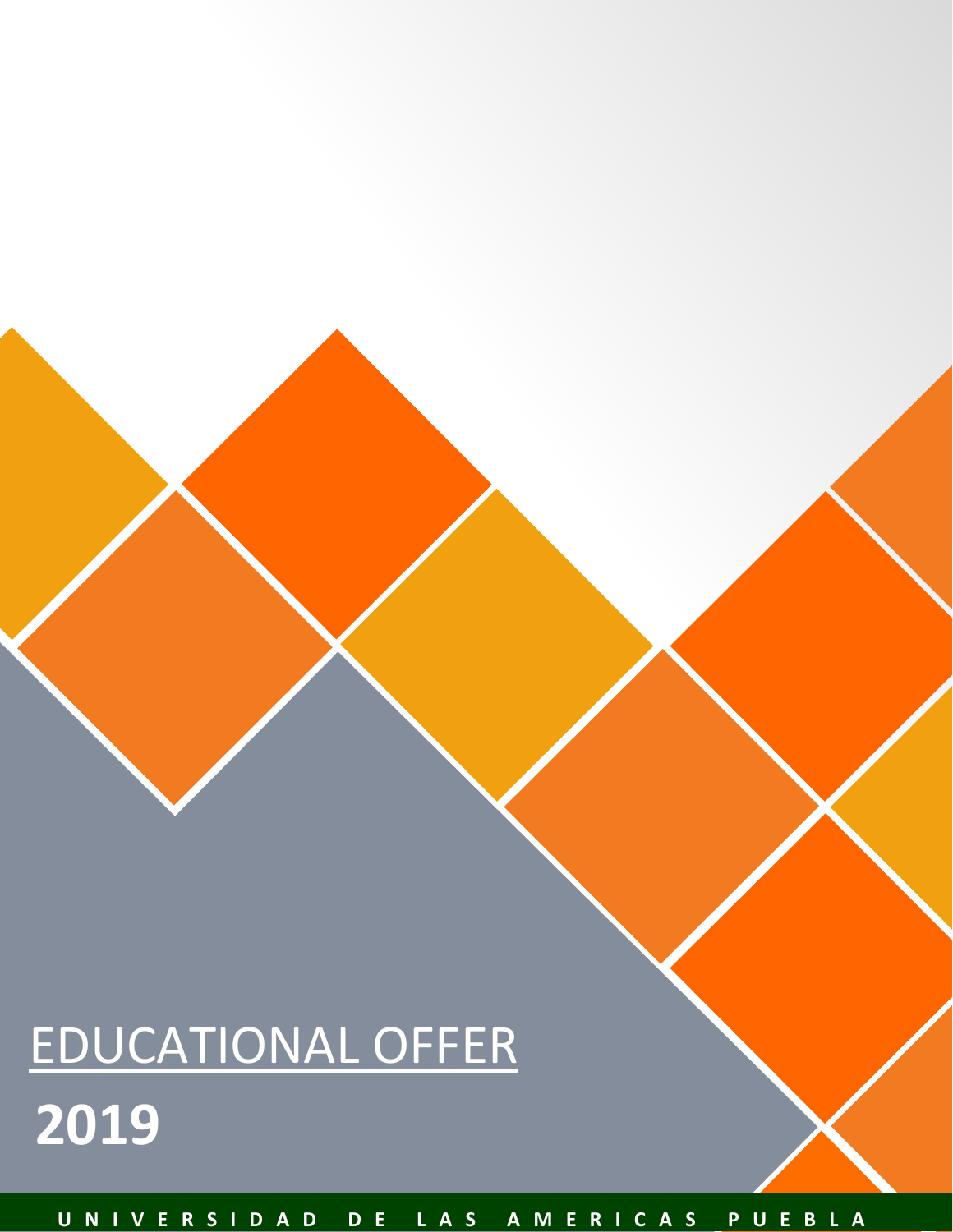# EDUCATIONAL OFFER

# 2019

UNIVERSIDAD DE LAS AMERICAS PUEBLA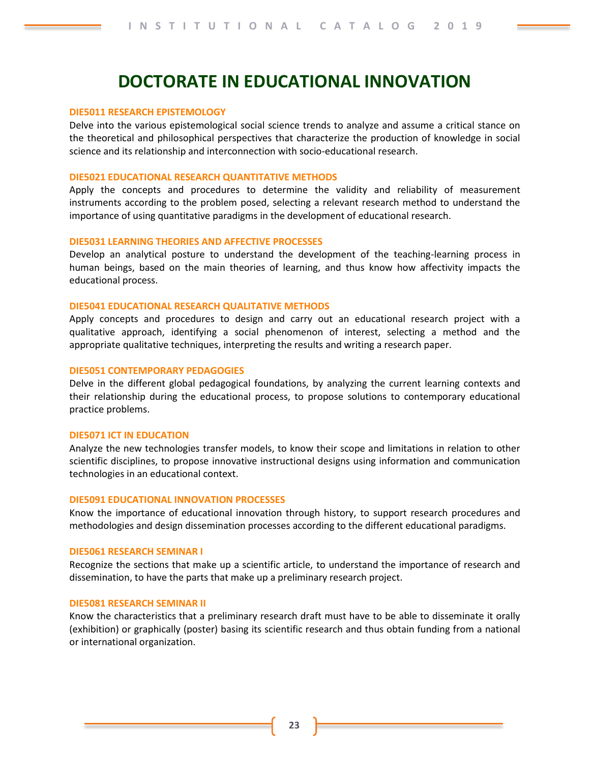# DOCTORATE IN EDUCATIONAL INNOVATION

### DIE5011 RESEARCH EPISTEMOLOGY

Delve into the various epistemological social science trends to analyze and assume a critical stance on the theoretical and philosophical perspectives that characterize the production of knowledge in social science and its relationship and interconnection with socio-educational research.

### DIE5021 EDUCATIONAL RESEARCH QUANTITATIVE METHODS

Apply the concepts and procedures to determine the validity and reliability of measurement instruments according to the problem posed, selecting a relevant research method to understand the importance of using quantitative paradigms in the development of educational research.

### DIE5031 LEARNING THEORIES AND AFFECTIVE PROCESSES

Develop an analytical posture to understand the development of the teaching-learning process in human beings, based on the main theories of learning, and thus know how affectivity impacts the educational process.

### DIE5041 EDUCATIONAL RESEARCH QUALITATIVE METHODS

Apply concepts and procedures to design and carry out an educational research project with a qualitative approach, identifying a social phenomenon of interest, selecting a method and the appropriate qualitative techniques, interpreting the results and writing a research paper.

### DIE5051 CONTEMPORARY PEDAGOGIES

Delve in the different global pedagogical foundations, by analyzing the current learning contexts and their relationship during the educational process, to propose solutions to contemporary educational practice problems.

### DIE5071 ICT IN EDUCATION

Analyze the new technologies transfer models, to know their scope and limitations in relation to other scientific disciplines, to propose innovative instructional designs using information and communication technologies in an educational context.

### DIE5091 EDUCATIONAL INNOVATION PROCESSES

Know the importance of educational innovation through history, to support research procedures and methodologies and design dissemination processes according to the different educational paradigms.

### DIE5061 RESEARCH SEMINAR I

Recognize the sections that make up a scientific article, to understand the importance of research and dissemination, to have the parts that make up a preliminary research project.

### DIE5081 RESEARCH SEMINAR II

Know the characteristics that a preliminary research draft must have to be able to disseminate it orally (exhibition) or graphically (poster) basing its scientific research and thus obtain funding from a national or international organization.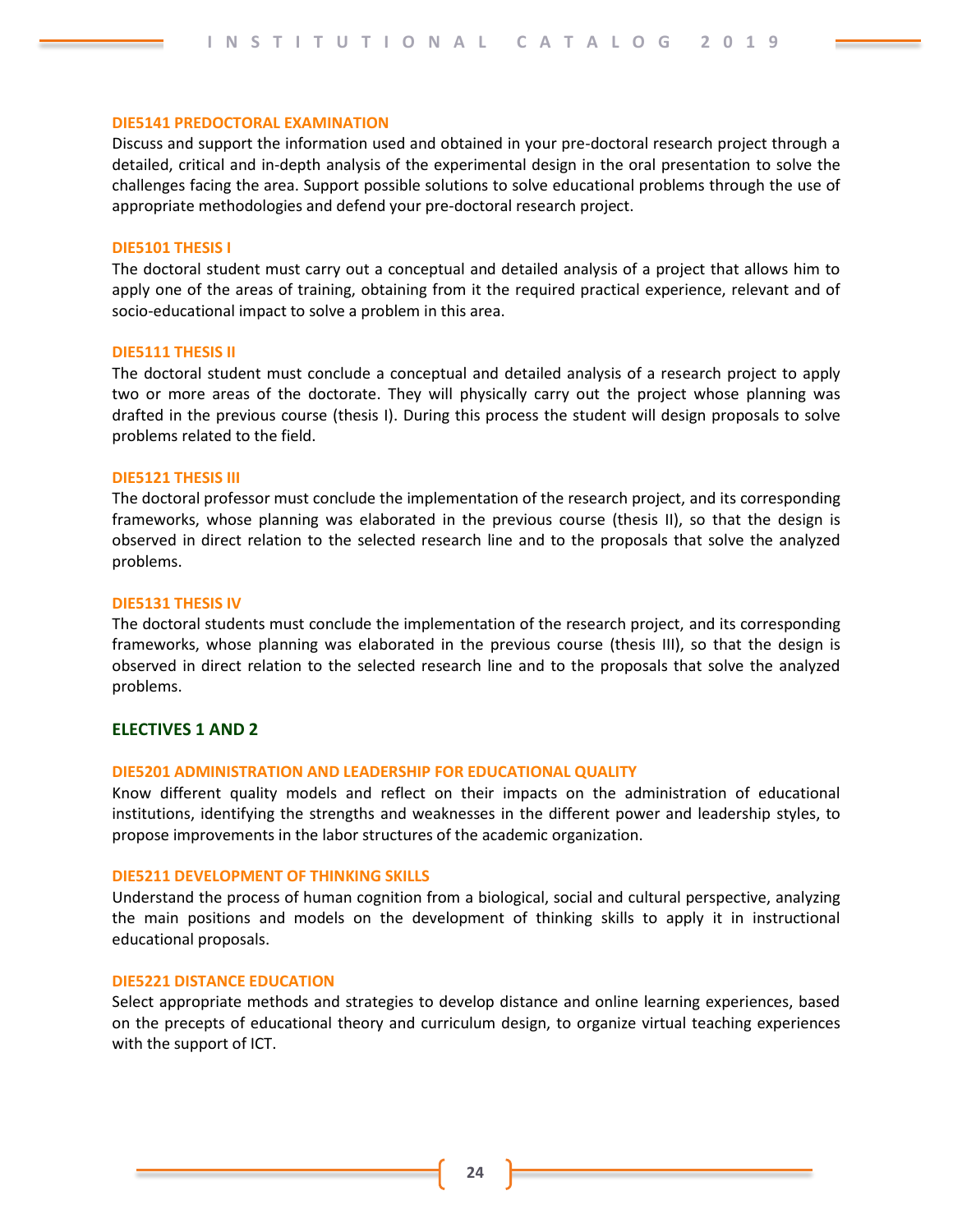### DIE5141 PREDOCTORAL EXAMINATION

Discuss and support the information used and obtained in your pre-doctoral research project through a detailed, critical and in-depth analysis of the experimental design in the oral presentation to solve the challenges facing the area. Support possible solutions to solve educational problems through the use of appropriate methodologies and defend your pre-doctoral research project.

### DIE5101 THESIS I

The doctoral student must carry out a conceptual and detailed analysis of a project that allows him to apply one of the areas of training, obtaining from it the required practical experience, relevant and of socio-educational impact to solve a problem in this area.

### DIE5111 THESIS II

The doctoral student must conclude a conceptual and detailed analysis of a research project to apply two or more areas of the doctorate. They will physically carry out the project whose planning was drafted in the previous course (thesis I). During this process the student will design proposals to solve problems related to the field.

### DIE5121 THESIS III

The doctoral professor must conclude the implementation of the research project, and its corresponding frameworks, whose planning was elaborated in the previous course (thesis II), so that the design is observed in direct relation to the selected research line and to the proposals that solve the analyzed problems.

### DIE5131 THESIS IV

The doctoral students must conclude the implementation of the research project, and its corresponding frameworks, whose planning was elaborated in the previous course (thesis III), so that the design is observed in direct relation to the selected research line and to the proposals that solve the analyzed problems.

## ELECTIVES 1 AND 2

### DIE5201 ADMINISTRATION AND LEADERSHIP FOR EDUCATIONAL QUALITY

Know different quality models and reflect on their impacts on the administration of educational institutions, identifying the strengths and weaknesses in the different power and leadership styles, to propose improvements in the labor structures of the academic organization.

### DIE5211 DEVELOPMENT OF THINKING SKILLS

Understand the process of human cognition from a biological, social and cultural perspective, analyzing the main positions and models on the development of thinking skills to apply it in instructional educational proposals.

### DIE5221 DISTANCE EDUCATION

Select appropriate methods and strategies to develop distance and online learning experiences, based on the precepts of educational theory and curriculum design, to organize virtual teaching experiences with the support of ICT.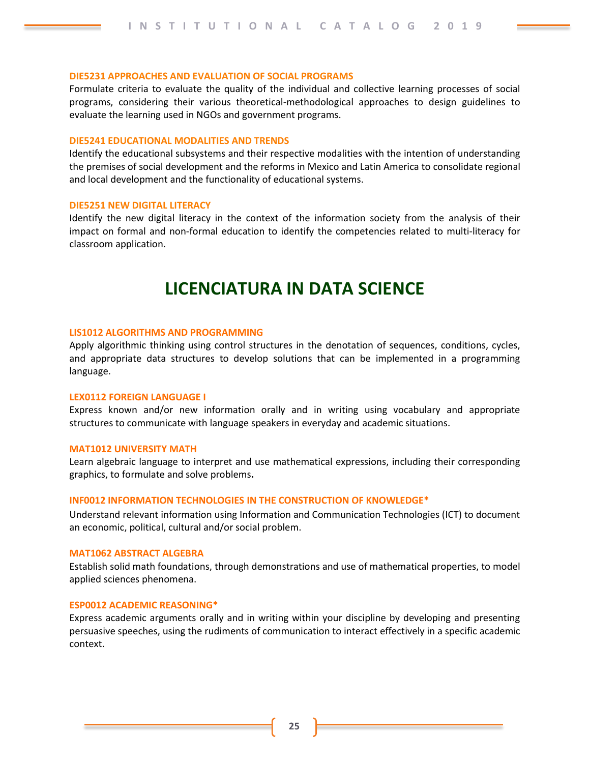### DIE5231 APPROACHES AND EVALUATION OF SOCIAL PROGRAMS

Formulate criteria to evaluate the quality of the individual and collective learning processes of social programs, considering their various theoretical-methodological approaches to design guidelines to evaluate the learning used in NGOs and government programs.

### DIE5241 EDUCATIONAL MODALITIES AND TRENDS

Identify the educational subsystems and their respective modalities with the intention of understanding the premises of social development and the reforms in Mexico and Latin America to consolidate regional and local development and the functionality of educational systems.

### DIE5251 NEW DIGITAL LITERACY

Identify the new digital literacy in the context of the information society from the analysis of their impact on formal and non-formal education to identify the competencies related to multi-literacy for classroom application.

# LICENCIATURA IN DATA SCIENCE

### LIS1012 ALGORITHMS AND PROGRAMMING

Apply algorithmic thinking using control structures in the denotation of sequences, conditions, cycles, and appropriate data structures to develop solutions that can be implemented in a programming language.

### LEX0112 FOREIGN LANGUAGE I

Express known and/or new information orally and in writing using vocabulary and appropriate structures to communicate with language speakers in everyday and academic situations.

### MAT1012 UNIVERSITY MATH

Learn algebraic language to interpret and use mathematical expressions, including their corresponding graphics, to formulate and solve problems.

### INF0012 INFORMATION TECHNOLOGIES IN THE CONSTRUCTION OF KNOWLEDGE*

Understand relevant information using Information and Communication Technologies (ICT) to document an economic, political, cultural and/or social problem.

### MAT1062 ABSTRACT ALGEBRA

Establish solid math foundations, through demonstrations and use of mathematical properties, to model applied sciences phenomena.

### ESP0012 ACADEMIC REASONING*

Express academic arguments orally and in writing within your discipline by developing and presenting persuasive speeches, using the rudiments of communication to interact effectively in a specific academic context.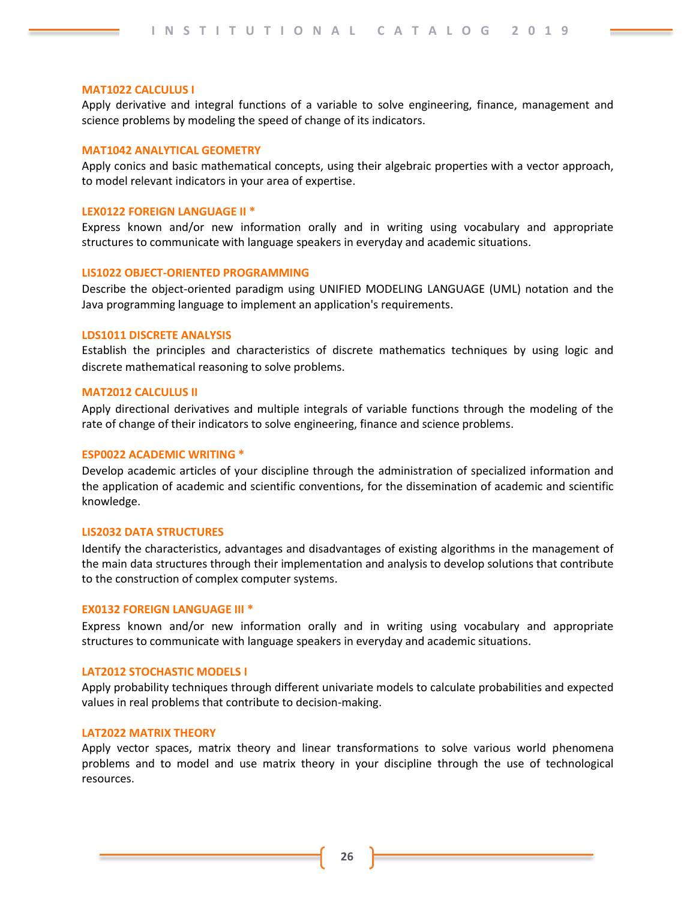### MAT1022 CALCULUS I

Apply derivative and integral functions of a variable to solve engineering, finance, management and science problems by modeling the speed of change of its indicators.

### MAT1042 ANALYTICAL GEOMETRY

Apply conics and basic mathematical concepts, using their algebraic properties with a vector approach, to model relevant indicators in your area of expertise.

### LEX0122 FOREIGN LANGUAGE II *

Express known and/or new information orally and in writing using vocabulary and appropriate structures to communicate with language speakers in everyday and academic situations.

### LIS1022 OBJECT-ORIENTED PROGRAMMING

Describe the object-oriented paradigm using UNIFIED MODELING LANGUAGE (UML) notation and the Java programming language to implement an application's requirements.

### LDS1011 DISCRETE ANALYSIS

Establish the principles and characteristics of discrete mathematics techniques by using logic and discrete mathematical reasoning to solve problems.

### MAT2012 CALCULUS II

Apply directional derivatives and multiple integrals of variable functions through the modeling of the rate of change of their indicators to solve engineering, finance and science problems.

### ESP0022 ACADEMIC WRITING *

Develop academic articles of your discipline through the administration of specialized information and the application of academic and scientific conventions, for the dissemination of academic and scientific knowledge.

### LIS2032 DATA STRUCTURES

Identify the characteristics, advantages and disadvantages of existing algorithms in the management of the main data structures through their implementation and analysis to develop solutions that contribute to the construction of complex computer systems.

### EX0132 FOREIGN LANGUAGE III *

Express known and/or new information orally and in writing using vocabulary and appropriate structures to communicate with language speakers in everyday and academic situations.

### LAT2012 STOCHASTIC MODELS I

Apply probability techniques through different univariate models to calculate probabilities and expected values in real problems that contribute to decision-making.

### LAT2022 MATRIX THEORY

Apply vector spaces, matrix theory and linear transformations to solve various world phenomena problems and to model and use matrix theory in your discipline through the use of technological resources.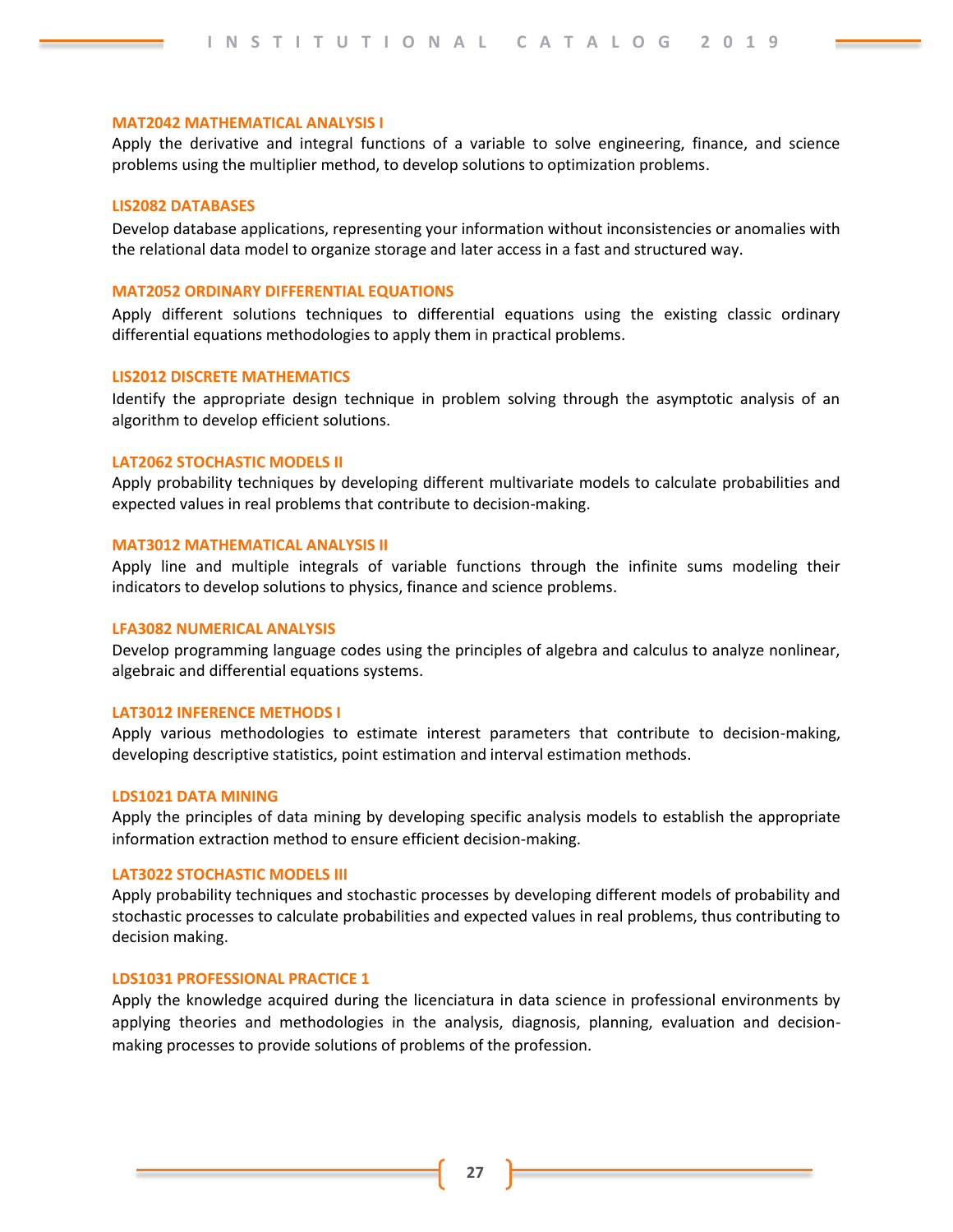### MAT2042 MATHEMATICAL ANALYSIS I

Apply the derivative and integral functions of a variable to solve engineering, finance, and science problems using the multiplier method, to develop solutions to optimization problems.

### LIS2082 DATABASES

Develop database applications, representing your information without inconsistencies or anomalies with the relational data model to organize storage and later access in a fast and structured way.

### MAT2052 ORDINARY DIFFERENTIAL EQUATIONS

Apply different solutions techniques to differential equations using the existing classic ordinary differential equations methodologies to apply them in practical problems.

### LIS2012 DISCRETE MATHEMATICS

Identify the appropriate design technique in problem solving through the asymptotic analysis of an algorithm to develop efficient solutions.

### LAT2062 STOCHASTIC MODELS II

Apply probability techniques by developing different multivariate models to calculate probabilities and expected values in real problems that contribute to decision-making.

### MAT3012 MATHEMATICAL ANALYSIS II

Apply line and multiple integrals of variable functions through the infinite sums modeling their indicators to develop solutions to physics, finance and science problems.

### LFA3082 NUMERICAL ANALYSIS

Develop programming language codes using the principles of algebra and calculus to analyze nonlinear, algebraic and differential equations systems.

### LAT3012 INFERENCE METHODS I

Apply various methodologies to estimate interest parameters that contribute to decision-making, developing descriptive statistics, point estimation and interval estimation methods.

### LDS1021 DATA MINING

Apply the principles of data mining by developing specific analysis models to establish the appropriate information extraction method to ensure efficient decision-making.

### LAT3022 STOCHASTIC MODELS III

Apply probability techniques and stochastic processes by developing different models of probability and stochastic processes to calculate probabilities and expected values in real problems, thus contributing to decision making.

### LDS1031 PROFESSIONAL PRACTICE 1

Apply the knowledge acquired during the licenciatura in data science in professional environments by applying theories and methodologies in the analysis, diagnosis, planning, evaluation and decision-making processes to provide solutions of problems of the profession.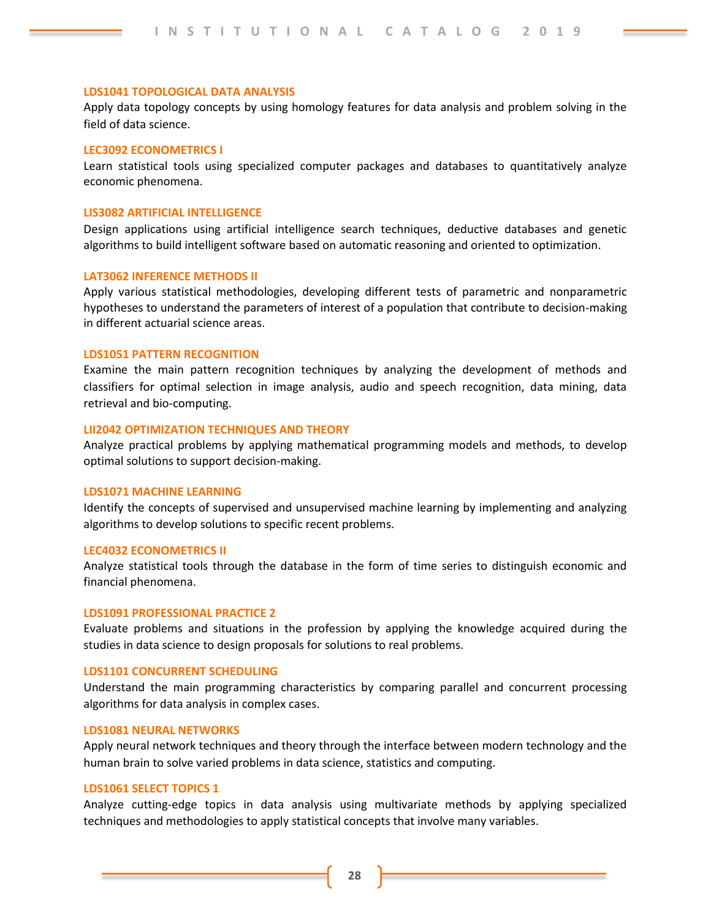#### LDS1041 TOPOLOGICAL DATA ANALYSIS

Apply data topology concepts by using homology features for data analysis and problem solving in the field of data science.

#### LEC3092 ECONOMETRICS I

Learn statistical tools using specialized computer packages and databases to quantitatively analyze economic phenomena.

#### LIS3082 ARTIFICIAL INTELLIGENCE

Design applications using artificial intelligence search techniques, deductive databases and genetic algorithms to build intelligent software based on automatic reasoning and oriented to optimization.

#### LAT3062 INFERENCE METHODS II

Apply various statistical methodologies, developing different tests of parametric and nonparametric hypotheses to understand the parameters of interest of a population that contribute to decision-making in different actuarial science areas.

#### LDS1051 PATTERN RECOGNITION

Examine the main pattern recognition techniques by analyzing the development of methods and classifiers for optimal selection in image analysis, audio and speech recognition, data mining, data retrieval and bio-computing.

#### LII2042 OPTIMIZATION TECHNIQUES AND THEORY

Analyze practical problems by applying mathematical programming models and methods, to develop optimal solutions to support decision-making.

#### LDS1071 MACHINE LEARNING

Identify the concepts of supervised and unsupervised machine learning by implementing and analyzing algorithms to develop solutions to specific recent problems.

#### LEC4032 ECONOMETRICS II

Analyze statistical tools through the database in the form of time series to distinguish economic and financial phenomena.

#### LDS1091 PROFESSIONAL PRACTICE 2

Evaluate problems and situations in the profession by applying the knowledge acquired during the studies in data science to design proposals for solutions to real problems.

#### LDS1101 CONCURRENT SCHEDULING

Understand the main programming characteristics by comparing parallel and concurrent processing algorithms for data analysis in complex cases.

#### LDS1081 NEURAL NETWORKS

Apply neural network techniques and theory through the interface between modern technology and the human brain to solve varied problems in data science, statistics and computing.

#### LDS1061 SELECT TOPICS 1

Analyze cutting-edge topics in data analysis using multivariate methods by applying specialized techniques and methodologies to apply statistical concepts that involve many variables.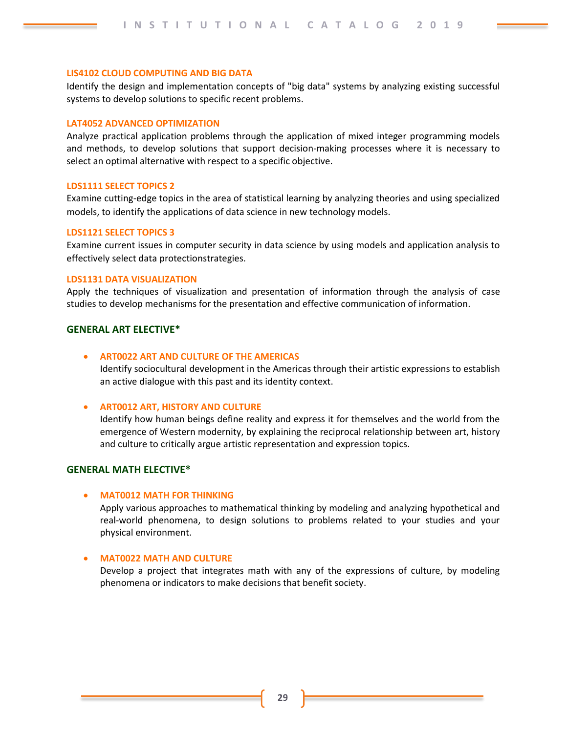#### LIS4102 CLOUD COMPUTING AND BIG DATA

Identify the design and implementation concepts of "big data" systems by analyzing existing successful systems to develop solutions to specific recent problems.

#### LAT4052 ADVANCED OPTIMIZATION

Analyze practical application problems through the application of mixed integer programming models and methods, to develop solutions that support decision-making processes where it is necessary to select an optimal alternative with respect to a specific objective.

#### LDS1111 SELECT TOPICS 2

Examine cutting-edge topics in the area of statistical learning by analyzing theories and using specialized models, to identify the applications of data science in new technology models.

#### LDS1121 SELECT TOPICS 3

Examine current issues in computer security in data science by using models and application analysis to effectively select data protectionstrategies.

#### LDS1131 DATA VISUALIZATION

Apply the techniques of visualization and presentation of information through the analysis of case studies to develop mechanisms for the presentation and effective communication of information.

### GENERAL ART ELECTIVE*

- **ART0022 ART AND CULTURE OF THE AMERICAS**
  Identify sociocultural development in the Americas through their artistic expressions to establish an active dialogue with this past and its identity context.

- **ART0012 ART, HISTORY AND CULTURE**
  Identify how human beings define reality and express it for themselves and the world from the emergence of Western modernity, by explaining the reciprocal relationship between art, history and culture to critically argue artistic representation and expression topics.

### GENERAL MATH ELECTIVE*

- **MAT0012 MATH FOR THINKING**
  Apply various approaches to mathematical thinking by modeling and analyzing hypothetical and real-world phenomena, to design solutions to problems related to your studies and your physical environment.

- **MAT0022 MATH AND CULTURE**
  Develop a project that integrates math with any of the expressions of culture, by modeling phenomena or indicators to make decisions that benefit society.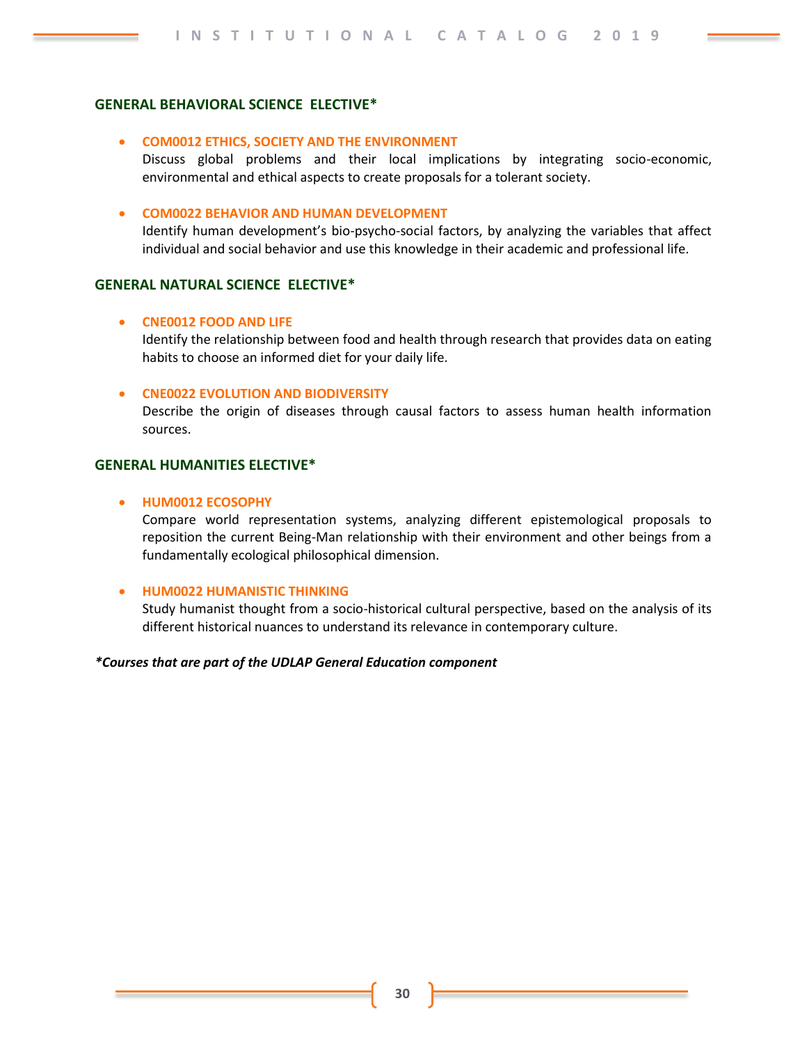## GENERAL BEHAVIORAL SCIENCE ELECTIVE*

- **COM0012 ETHICS, SOCIETY AND THE ENVIRONMENT**
  Discuss global problems and their local implications by integrating socio-economic, environmental and ethical aspects to create proposals for a tolerant society.

- **COM0022 BEHAVIOR AND HUMAN DEVELOPMENT**
  Identify human development's bio-psycho-social factors, by analyzing the variables that affect individual and social behavior and use this knowledge in their academic and professional life.

## GENERAL NATURAL SCIENCE ELECTIVE*

- **CNE0012 FOOD AND LIFE**
  Identify the relationship between food and health through research that provides data on eating habits to choose an informed diet for your daily life.

- **CNE0022 EVOLUTION AND BIODIVERSITY**
  Describe the origin of diseases through causal factors to assess human health information sources.

## GENERAL HUMANITIES ELECTIVE*

- **HUM0012 ECOSOPHY**
  Compare world representation systems, analyzing different epistemological proposals to reposition the current Being-Man relationship with their environment and other beings from a fundamentally ecological philosophical dimension.

- **HUM0022 HUMANISTIC THINKING**
  Study humanist thought from a socio-historical cultural perspective, based on the analysis of its different historical nuances to understand its relevance in contemporary culture.

***Courses that are part of the UDLAP General Education component***